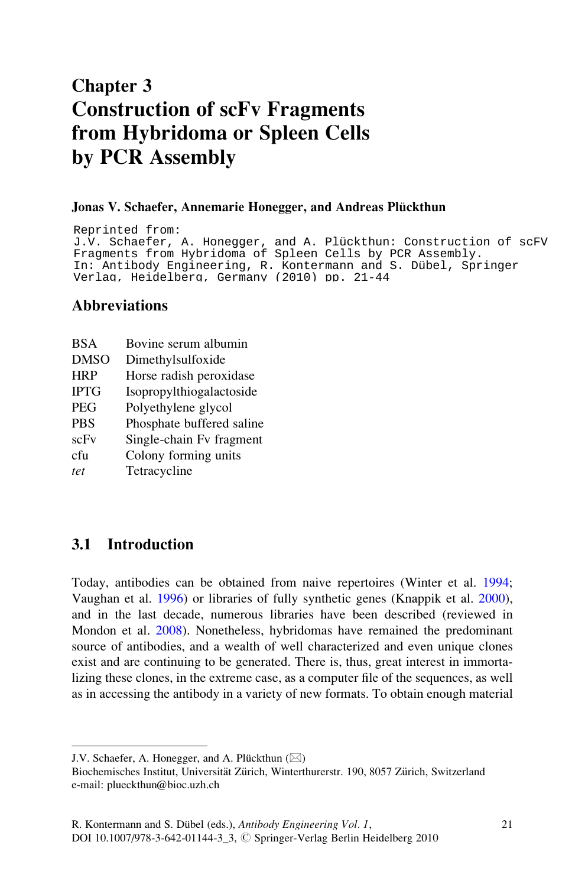# Chapter 3
# Construction of scFv Fragments from Hybridoma or Spleen Cells by PCR Assembly

**Jonas V. Schaefer, Annemarie Honegger, and Andreas Plückthun**

```
Reprinted from:
J.V. Schaefer, A. Honegger, and A. Plückthun: Construction of scFV
Fragments from Hybridoma of Spleen Cells by PCR Assembly.
In: Antibody Engineering, R. Kontermann and S. Dübel, Springer
Verlag, Heidelberg, Germany (2010) pp. 21-44
```

## Abbreviations

| | |
|---|---|
| BSA | Bovine serum albumin |
| DMSO | Dimethylsulfoxide |
| HRP | Horse radish peroxidase |
| IPTG | Isopropylthiogalactoside |
| PEG | Polyethylene glycol |
| PBS | Phosphate buffered saline |
| scFv | Single-chain Fv fragment |
| cfu | Colony forming units |
| *tet* | Tetracycline |

## 3.1 Introduction

Today, antibodies can be obtained from naive repertoires (Winter et al. 1994; Vaughan et al. 1996) or libraries of fully synthetic genes (Knappik et al. 2000), and in the last decade, numerous libraries have been described (reviewed in Mondon et al. 2008). Nonetheless, hybridomas have remained the predominant source of antibodies, and a wealth of well characterized and even unique clones exist and are continuing to be generated. There is, thus, great interest in immortalizing these clones, in the extreme case, as a computer file of the sequences, as well as in accessing the antibody in a variety of new formats. To obtain enough material

---

J.V. Schaefer, A. Honegger, and A. Plückthun (✉)
Biochemisches Institut, Universität Zürich, Winterthurerstr. 190, 8057 Zürich, Switzerland
e-mail: plueckthun@bioc.uzh.ch

R. Kontermann and S. Dübel (eds.), *Antibody Engineering Vol. 1*,
DOI 10.1007/978-3-642-01144-3_3, © Springer-Verlag Berlin Heidelberg 2010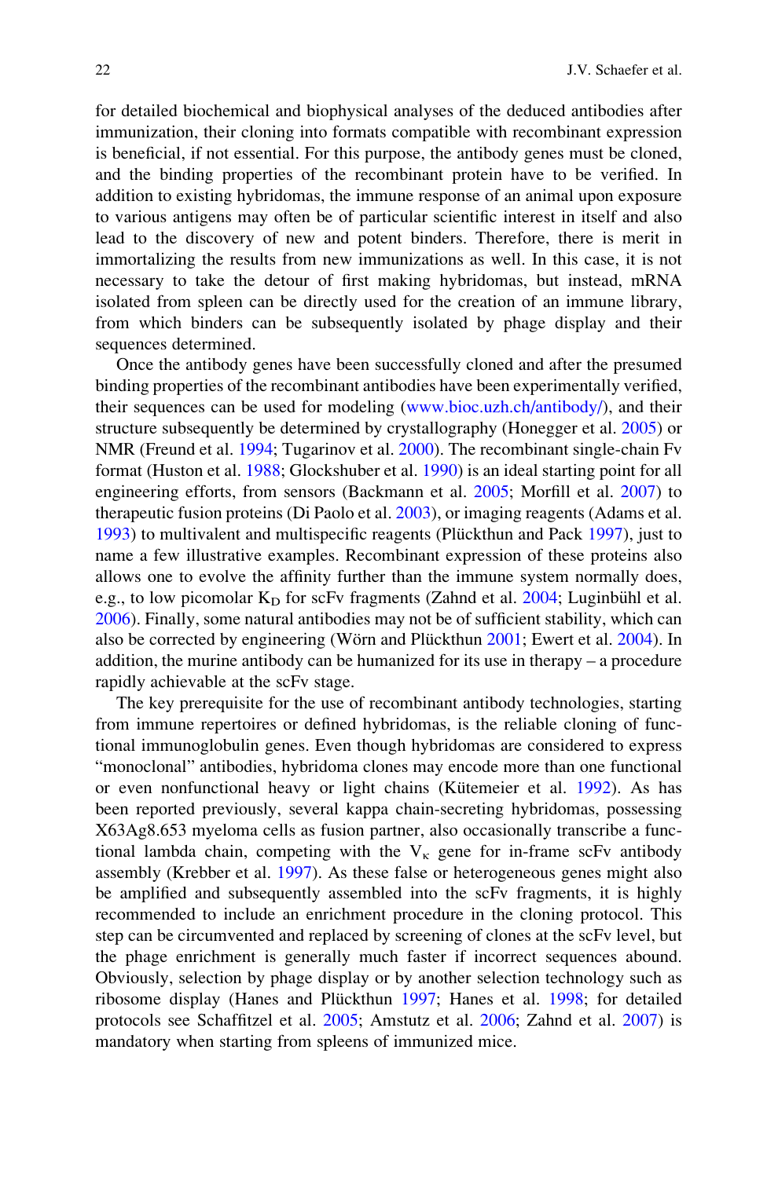for detailed biochemical and biophysical analyses of the deduced antibodies after immunization, their cloning into formats compatible with recombinant expression is beneficial, if not essential. For this purpose, the antibody genes must be cloned, and the binding properties of the recombinant protein have to be verified. In addition to existing hybridomas, the immune response of an animal upon exposure to various antigens may often be of particular scientific interest in itself and also lead to the discovery of new and potent binders. Therefore, there is merit in immortalizing the results from new immunizations as well. In this case, it is not necessary to take the detour of first making hybridomas, but instead, mRNA isolated from spleen can be directly used for the creation of an immune library, from which binders can be subsequently isolated by phage display and their sequences determined.

Once the antibody genes have been successfully cloned and after the presumed binding properties of the recombinant antibodies have been experimentally verified, their sequences can be used for modeling (www.bioc.uzh.ch/antibody/), and their structure subsequently be determined by crystallography (Honegger et al. 2005) or NMR (Freund et al. 1994; Tugarinov et al. 2000). The recombinant single-chain Fv format (Huston et al. 1988; Glockshuber et al. 1990) is an ideal starting point for all engineering efforts, from sensors (Backmann et al. 2005; Morfill et al. 2007) to therapeutic fusion proteins (Di Paolo et al. 2003), or imaging reagents (Adams et al. 1993) to multivalent and multispecific reagents (Plückthun and Pack 1997), just to name a few illustrative examples. Recombinant expression of these proteins also allows one to evolve the affinity further than the immune system normally does, e.g., to low picomolar $K_D$ for scFv fragments (Zahnd et al. 2004; Luginbühl et al. 2006). Finally, some natural antibodies may not be of sufficient stability, which can also be corrected by engineering (Wörn and Plückthun 2001; Ewert et al. 2004). In addition, the murine antibody can be humanized for its use in therapy – a procedure rapidly achievable at the scFv stage.

The key prerequisite for the use of recombinant antibody technologies, starting from immune repertoires or defined hybridomas, is the reliable cloning of functional immunoglobulin genes. Even though hybridomas are considered to express "monoclonal" antibodies, hybridoma clones may encode more than one functional or even nonfunctional heavy or light chains (Kütemeier et al. 1992). As has been reported previously, several kappa chain-secreting hybridomas, possessing X63Ag8.653 myeloma cells as fusion partner, also occasionally transcribe a functional lambda chain, competing with the $V_\kappa$ gene for in-frame scFv antibody assembly (Krebber et al. 1997). As these false or heterogeneous genes might also be amplified and subsequently assembled into the scFv fragments, it is highly recommended to include an enrichment procedure in the cloning protocol. This step can be circumvented and replaced by screening of clones at the scFv level, but the phage enrichment is generally much faster if incorrect sequences abound. Obviously, selection by phage display or by another selection technology such as ribosome display (Hanes and Plückthun 1997; Hanes et al. 1998; for detailed protocols see Schaffitzel et al. 2005; Amstutz et al. 2006; Zahnd et al. 2007) is mandatory when starting from spleens of immunized mice.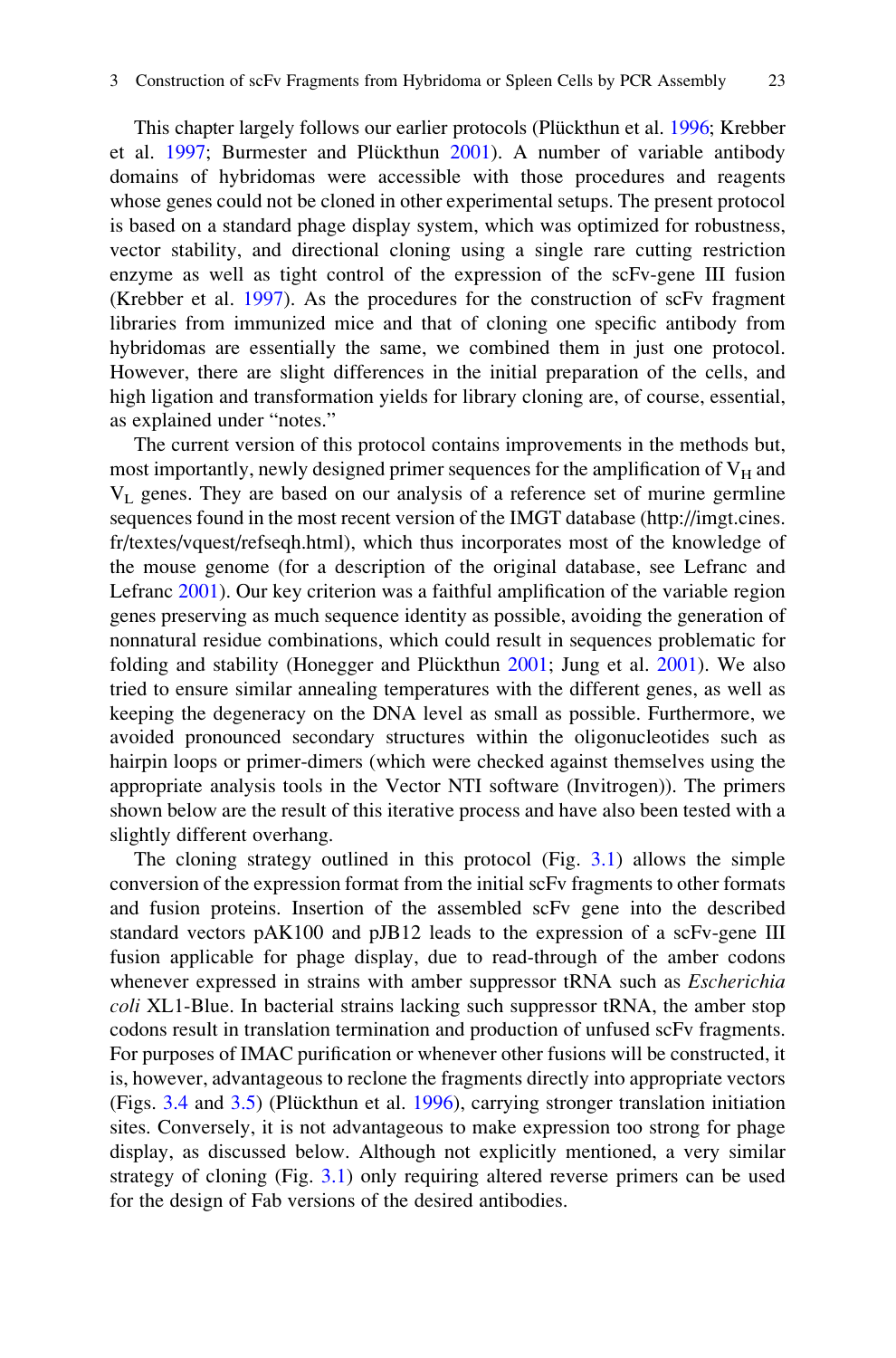This chapter largely follows our earlier protocols (Plückthun et al. 1996; Krebber et al. 1997; Burmester and Plückthun 2001). A number of variable antibody domains of hybridomas were accessible with those procedures and reagents whose genes could not be cloned in other experimental setups. The present protocol is based on a standard phage display system, which was optimized for robustness, vector stability, and directional cloning using a single rare cutting restriction enzyme as well as tight control of the expression of the scFv-gene III fusion (Krebber et al. 1997). As the procedures for the construction of scFv fragment libraries from immunized mice and that of cloning one specific antibody from hybridomas are essentially the same, we combined them in just one protocol. However, there are slight differences in the initial preparation of the cells, and high ligation and transformation yields for library cloning are, of course, essential, as explained under "notes."

The current version of this protocol contains improvements in the methods but, most importantly, newly designed primer sequences for the amplification of $V_H$ and $V_L$ genes. They are based on our analysis of a reference set of murine germline sequences found in the most recent version of the IMGT database (http://imgt.cines.fr/textes/vquest/refseqh.html), which thus incorporates most of the knowledge of the mouse genome (for a description of the original database, see Lefranc and Lefranc 2001). Our key criterion was a faithful amplification of the variable region genes preserving as much sequence identity as possible, avoiding the generation of nonnatural residue combinations, which could result in sequences problematic for folding and stability (Honegger and Plückthun 2001; Jung et al. 2001). We also tried to ensure similar annealing temperatures with the different genes, as well as keeping the degeneracy on the DNA level as small as possible. Furthermore, we avoided pronounced secondary structures within the oligonucleotides such as hairpin loops or primer-dimers (which were checked against themselves using the appropriate analysis tools in the Vector NTI software (Invitrogen)). The primers shown below are the result of this iterative process and have also been tested with a slightly different overhang.

The cloning strategy outlined in this protocol (Fig. 3.1) allows the simple conversion of the expression format from the initial scFv fragments to other formats and fusion proteins. Insertion of the assembled scFv gene into the described standard vectors pAK100 and pJB12 leads to the expression of a scFv-gene III fusion applicable for phage display, due to read-through of the amber codons whenever expressed in strains with amber suppressor tRNA such as *Escherichia coli* XL1-Blue. In bacterial strains lacking such suppressor tRNA, the amber stop codons result in translation termination and production of unfused scFv fragments. For purposes of IMAC purification or whenever other fusions will be constructed, it is, however, advantageous to reclone the fragments directly into appropriate vectors (Figs. 3.4 and 3.5) (Plückthun et al. 1996), carrying stronger translation initiation sites. Conversely, it is not advantageous to make expression too strong for phage display, as discussed below. Although not explicitly mentioned, a very similar strategy of cloning (Fig. 3.1) only requiring altered reverse primers can be used for the design of Fab versions of the desired antibodies.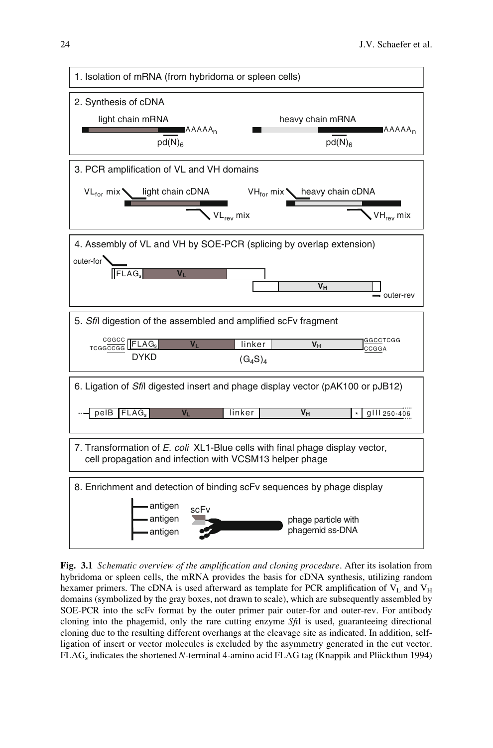1. Isolation of mRNA (from hybridoma or spleen cells)

2. Synthesis of cDNA

light chain mRNA — AAAAA$_n$ — pd(N)$_6$

heavy chain mRNA — AAAAA$_n$ — pd(N)$_6$

3. PCR amplification of VL and VH domains

$VL_{for}$ mix — light chain cDNA — $VL_{rev}$ mix

$VH_{for}$ mix — heavy chain cDNA — $VH_{rev}$ mix

4. Assembly of VL and VH by SOE-PCR (splicing by overlap extension)

outer-for — $FLAG_s$ — $V_L$ — $V_H$ — outer-rev

5. *Sfi*I digestion of the assembled and amplified scFv fragment

CGGCC / TCGGCCGG — $FLAG_s$ (DYKD) — $V_L$ — linker $(G_4S)_4$ — $V_H$ — GGCCTCGG / CCGGA

6. Ligation of *Sfi*I digested insert and phage display vector (pAK100 or pJB12)

pelB — $FLAG_s$ — $V_L$ — linker — $V_H$ — * — gIII 250-406

7. Transformation of *E. coli* XL1-Blue cells with final phage display vector, cell propagation and infection with VCSM13 helper phage

8. Enrichment and detection of binding scFv sequences by phage display

antigen — antigen — antigen — scFv — phage particle with phagemid ss-DNA

**Fig. 3.1** *Schematic overview of the amplification and cloning procedure*. After its isolation from hybridoma or spleen cells, the mRNA provides the basis for cDNA synthesis, utilizing random hexamer primers. The cDNA is used afterward as template for PCR amplification of $V_L$ and $V_H$ domains (symbolized by the gray boxes, not drawn to scale), which are subsequently assembled by SOE-PCR into the scFv format by the outer primer pair outer-for and outer-rev. For antibody cloning into the phagemid, only the rare cutting enzyme *Sfi*I is used, guaranteeing directional cloning due to the resulting different overhangs at the cleavage site as indicated. In addition, self-ligation of insert or vector molecules is excluded by the asymmetry generated in the cut vector. $FLAG_s$ indicates the shortened *N*-terminal 4-amino acid FLAG tag (Knappik and Plückthun 1994)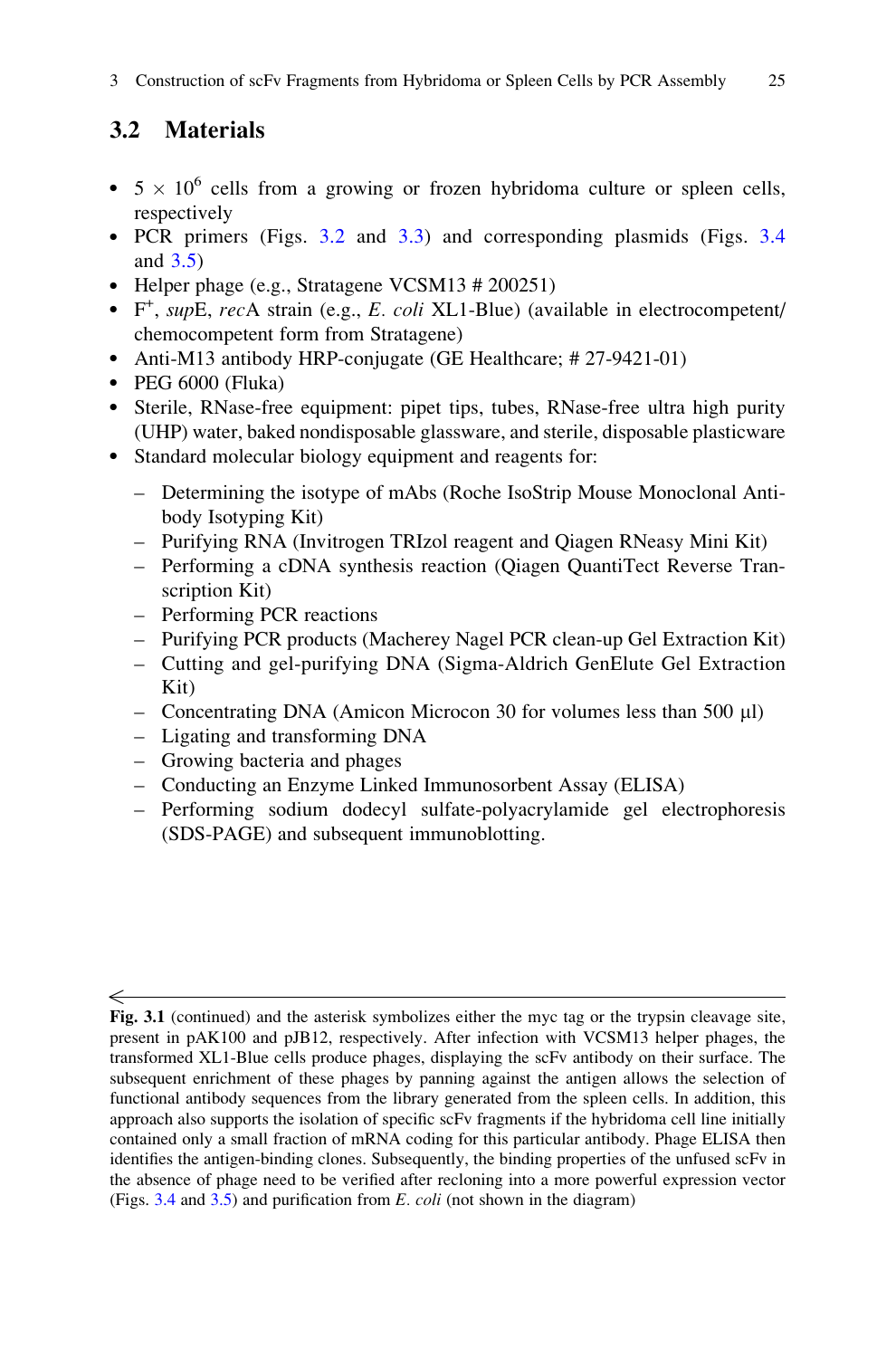## 3.2 Materials

- $5 \times 10^6$ cells from a growing or frozen hybridoma culture or spleen cells, respectively
- PCR primers (Figs. 3.2 and 3.3) and corresponding plasmids (Figs. 3.4 and 3.5)
- Helper phage (e.g., Stratagene VCSM13 # 200251)
- $F^+$, *sup*E, *rec*A strain (e.g., *E. coli* XL1-Blue) (available in electrocompetent/chemocompetent form from Stratagene)
- Anti-M13 antibody HRP-conjugate (GE Healthcare; # 27-9421-01)
- PEG 6000 (Fluka)
- Sterile, RNase-free equipment: pipet tips, tubes, RNase-free ultra high purity (UHP) water, baked nondisposable glassware, and sterile, disposable plasticware
- Standard molecular biology equipment and reagents for:
  - Determining the isotype of mAbs (Roche IsoStrip Mouse Monoclonal Antibody Isotyping Kit)
  - Purifying RNA (Invitrogen TRIzol reagent and Qiagen RNeasy Mini Kit)
  - Performing a cDNA synthesis reaction (Qiagen QuantiTect Reverse Transcription Kit)
  - Performing PCR reactions
  - Purifying PCR products (Macherey Nagel PCR clean-up Gel Extraction Kit)
  - Cutting and gel-purifying DNA (Sigma-Aldrich GenElute Gel Extraction Kit)
  - Concentrating DNA (Amicon Microcon 30 for volumes less than 500 μl)
  - Ligating and transforming DNA
  - Growing bacteria and phages
  - Conducting an Enzyme Linked Immunosorbent Assay (ELISA)
  - Performing sodium dodecyl sulfate-polyacrylamide gel electrophoresis (SDS-PAGE) and subsequent immunoblotting.

**Fig. 3.1** (continued) and the asterisk symbolizes either the myc tag or the trypsin cleavage site, present in pAK100 and pJB12, respectively. After infection with VCSM13 helper phages, the transformed XL1-Blue cells produce phages, displaying the scFv antibody on their surface. The subsequent enrichment of these phages by panning against the antigen allows the selection of functional antibody sequences from the library generated from the spleen cells. In addition, this approach also supports the isolation of specific scFv fragments if the hybridoma cell line initially contained only a small fraction of mRNA coding for this particular antibody. Phage ELISA then identifies the antigen-binding clones. Subsequently, the binding properties of the unfused scFv in the absence of phage need to be verified after recloning into a more powerful expression vector (Figs. 3.4 and 3.5) and purification from *E. coli* (not shown in the diagram)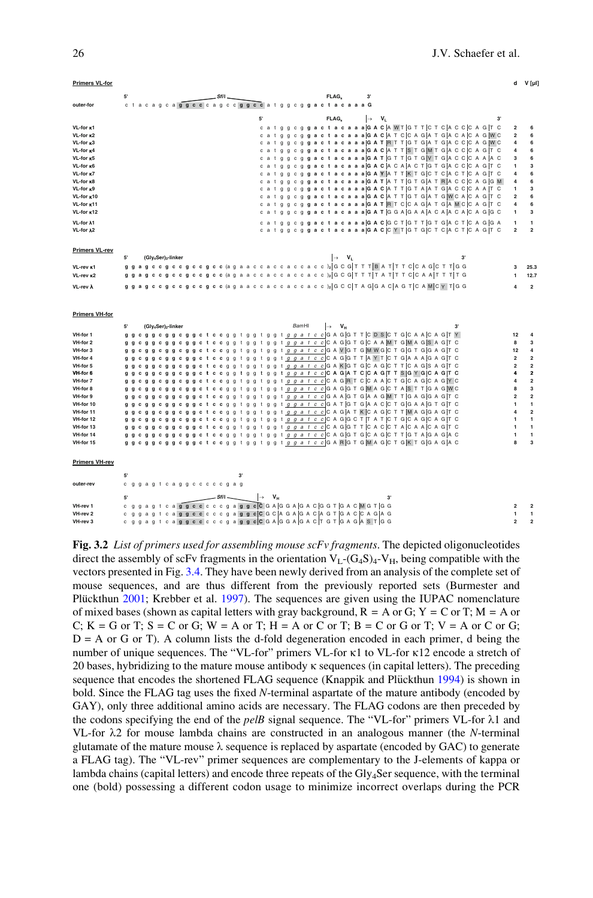**Primers VL-for**

| Primer | Sequence (5'→3') | d | V [µl] |
|---|---|---|---|
| outer-for | c t a c a g c a g g c c c a g c c g g c c a t g g c g g a c t a c a a a G | | |
| VL-for κ1 | c a t g g c g g a c t a c a a a GAC AWT GTT CTC ACC CAG TC | 2 | 6 |
| VL-for κ2 | c a t g g c g g a c t a c a a a GAC ATC CAG ATG ACA CAG WC | 2 | 6 |
| VL-for κ3 | c a t g g c g g a c t a c a a a GAT RTT GTG ATG ACC CAG WC | 4 | 6 |
| VL-for κ4 | c a t g g c g g a c t a c a a a GAC ATT STG MTG ACC CAG TC | 4 | 6 |
| VL-for κ5 | c a t g g c g g a c t a c a a a GAT GTT GTG VTG ACC CAA AC | 3 | 6 |
| VL-for κ6 | c a t g g c g g a c t a c a a a GAC ACA ACT GTG ACC CAG TC | 1 | 3 |
| VL-for κ7 | c a t g g c g g a c t a c a a a GAY ATT KTG CTC ACT CAG TC | 4 | 6 |
| VL-for κ8 | c a t g g c g g a c t a c a a a GAT ATT GTG ATR ACC CAG GM | 4 | 6 |
| VL-for κ9 | c a t g g c g g a c t a c a a a GAC ATT GTA ATG ACC CAA TC | 1 | 3 |
| VL-for κ10 | c a t g g c g g a c t a c a a a GAC ATT GTG ATG WCA CAG TC | 2 | 6 |
| VL-for κ11 | c a t g g c g g a c t a c a a a GAT RTC CAG ATG AMC CAG TC | 4 | 6 |
| VL-for κ12 | c a t g g c g g a c t a c a a a GAT GGA GAA ACA ACA CAG GC | 1 | 3 |
| VL-for λ1 | c a t g g c g g a c t a c a a a GAC GCT GTT GTG ACT CAG GA | 1 | 1 |
| VL-for λ2 | c a t g g c g g a c t a c a a a GAC CYT GTG CTC ACT CAG TC | 2 | 2 |

**Primers VL-rev**

| Primer | Sequence (5'→3') | d | V [µl] |
|---|---|---|---|
| VL-rev κ1 | g g a g c c g c c g c c g c c (a g a a c c a c c a c c a c c)$_2$ GCG TTT BAT TTC CAG CTT GG | 3 | 25.3 |
| VL-rev κ2 | g g a g c c g c c g c c g c c (a g a a c c a c c a c c a c c)$_2$ GCG TTT TAT TTC CAA TTT TG | 1 | 12.7 |
| VL-rev λ | g g a g c c g c c g c c g c c (a g a a c c a c c a c c a c c)$_2$ GCC TAG GAC AGT CAM CYT GG | 4 | 2 |

**Primers VH-for**

| Primer | Sequence (5'→3') | d | V [µl] |
|---|---|---|---|
| VH-for 1 | g g c g g c g g c g g c t c c g g t g g t g g t g g a t c c GAG GTT CDS CTG CAA CAG TY | 12 | 4 |
| VH-for 2 | g g c g g c g g c g g c t c c g g t g g t g g t g g a t c c CAG GTG CAA MTG MAG SAG TC | 8 | 3 |
| VH-for 3 | g g c g g c g g c g g c t c c g g t g g t g g t g g a t c c GAV GTG MWG CTG GTG GAG TC | 12 | 4 |
| VH-for 4 | g g c g g c g g c g g c t c c g g t g g t g g t g g a t c c CAG GTT AYT CTG AAA GAG TC | 2 | 2 |
| VH-for 5 | g g c g g c g g c g g c t c c g g t g g t g g t g g a t c c GAK GTG CAG CTT CAG SAG TC | 2 | 2 |
| VH-for 6 | g g c g g c g g c g g c t c c g g t g g t g g t g g a t c c CAG ATC CAG TTS GYG CAG TC | 4 | 2 |
| VH-for 7 | g g c g g c g g c g g c t c c g g t g g t g g t g g a t c c CAG RTC CAA CTG CAG CAG YC | 4 | 2 |
| VH-for 8 | g g c g g c g g c g g c t c c g g t g g t g g t g g a t c c GAG GTG MAG CTA STT GAG WC | 8 | 3 |
| VH-for 9 | g g c g g c g g c g g c t c c g g t g g t g g t g g a t c c GAA GTG AAG MTT GAG GAG TC | 2 | 2 |
| VH-for 10 | g g c g g c g g c g g c t c c g g t g g t g g t g g a t c c GAT GTG AAC CTG GAA GTG TC | 1 | 1 |
| VH-for 11 | g g c g g c g g c g g c t c c g g t g g t g g t g g a t c c CAG ATK CAG CTT MAG GAG TC | 4 | 2 |
| VH-for 12 | g g c g g c g g c g g c t c c g g t g g t g g t g g a t c c CAG GCT TAT CTG CAG CAG TC | 1 | 1 |
| VH-for 13 | g g c g g c g g c g g c t c c g g t g g t g g t g g a t c c CAG GTT CAC CTA CAA CAG TC | 1 | 1 |
| VH-for 14 | g g c g g c g g c g g c t c c g g t g g t g g t g g a t c c CAG GTG CAG CTT GTA GAG AC | 1 | 1 |
| VH-for 15 | g g c g g c g g c g g c t c c g g t g g t g g t g g a t c c GAR GTG MAG CTG KTG GAG AC | 8 | 3 |

**Primers VH-rev**

| Primer | Sequence (5'→3') | d | V [µl] |
|---|---|---|---|
| outer-rev | c g g a g t c a g g c c c c c g a g | | |
| VH-rev 1 | c g g a g t c a g g c c c c c g a g g c C GAG GAG ACG GTG ACM GTG G | 2 | 2 |
| VH-rev 2 | c g g a g t c a g g c c c c c g a g g c C GCA GAG ACA GTG ACC AGA G | 1 | 1 |
| VH-rev 3 | c g g a g t c a g g c c c c c g a g g c C GAG GAG ACT GTG AGA STG G | 2 | 2 |

**Fig. 3.2** *List of primers used for assembling mouse scFv fragments*. The depicted oligonucleotides direct the assembly of scFv fragments in the orientation $V_L$-$(G_4S)_4$-$V_H$, being compatible with the vectors presented in Fig. 3.4. They have been newly derived from an analysis of the complete set of mouse sequences, and are thus different from the previously reported sets (Burmester and Plückthun 2001; Krebber et al. 1997). The sequences are given using the IUPAC nomenclature of mixed bases (shown as capital letters with gray background, R = A or G; Y = C or T; M = A or C; K = G or T; S = C or G; W = A or T; H = A or C or T; B = C or G or T; V = A or C or G; D = A or G or T). A column lists the d-fold degeneration encoded in each primer, d being the number of unique sequences. The "VL-for" primers VL-for κ1 to VL-for κ12 encode a stretch of 20 bases, hybridizing to the mature mouse antibody κ sequences (in capital letters). The preceding sequence that encodes the shortened FLAG sequence (Knappik and Plückthun 1994) is shown in bold. Since the FLAG tag uses the fixed *N*-terminal aspartate of the mature antibody (encoded by GAY), only three additional amino acids are necessary. The FLAG codons are then preceded by the codons specifying the end of the *pelB* signal sequence. The "VL-for" primers VL-for λ1 and VL-for λ2 for mouse lambda chains are constructed in an analogous manner (the *N*-terminal glutamate of the mature mouse λ sequence is replaced by aspartate (encoded by GAC) to generate a FLAG tag). The "VL-rev" primer sequences are complementary to the J-elements of kappa or lambda chains (capital letters) and encode three repeats of the $Gly_4Ser$ sequence, with the terminal one (bold) possessing a different codon usage to minimize incorrect overlaps during the PCR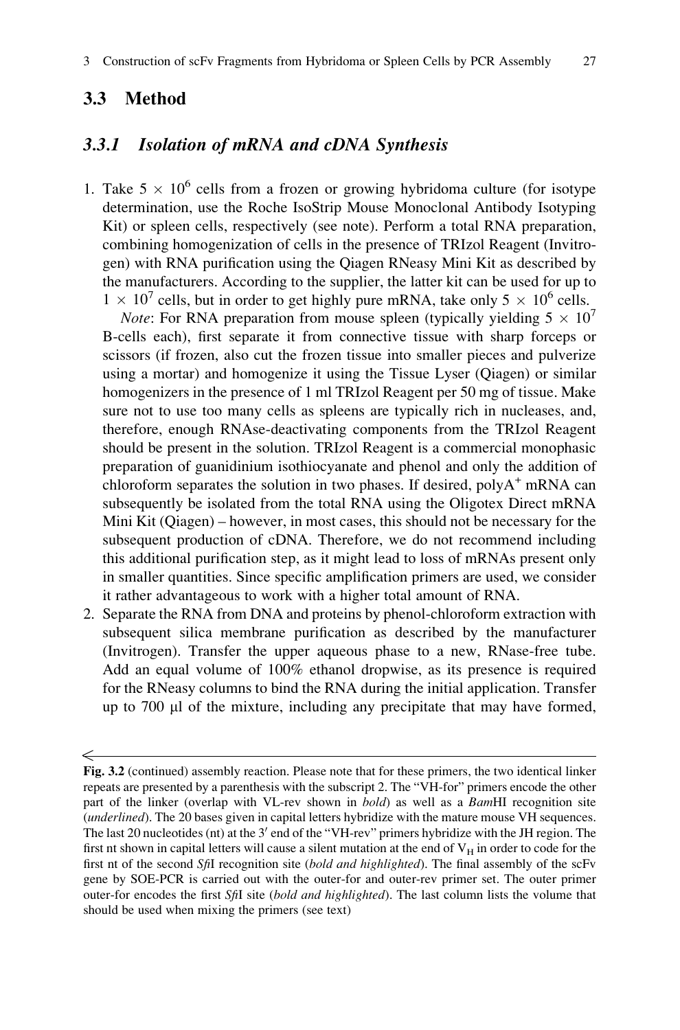## 3.3 Method

### 3.3.1 Isolation of mRNA and cDNA Synthesis

1. Take $5 \times 10^6$ cells from a frozen or growing hybridoma culture (for isotype determination, use the Roche IsoStrip Mouse Monoclonal Antibody Isotyping Kit) or spleen cells, respectively (see note). Perform a total RNA preparation, combining homogenization of cells in the presence of TRIzol Reagent (Invitrogen) with RNA purification using the Qiagen RNeasy Mini Kit as described by the manufacturers. According to the supplier, the latter kit can be used for up to $1 \times 10^7$ cells, but in order to get highly pure mRNA, take only $5 \times 10^6$ cells.

   *Note*: For RNA preparation from mouse spleen (typically yielding $5 \times 10^7$ B-cells each), first separate it from connective tissue with sharp forceps or scissors (if frozen, also cut the frozen tissue into smaller pieces and pulverize using a mortar) and homogenize it using the Tissue Lyser (Qiagen) or similar homogenizers in the presence of 1 ml TRIzol Reagent per 50 mg of tissue. Make sure not to use too many cells as spleens are typically rich in nucleases, and, therefore, enough RNAse-deactivating components from the TRIzol Reagent should be present in the solution. TRIzol Reagent is a commercial monophasic preparation of guanidinium isothiocyanate and phenol and only the addition of chloroform separates the solution in two phases. If desired, polyA$^+$ mRNA can subsequently be isolated from the total RNA using the Oligotex Direct mRNA Mini Kit (Qiagen) – however, in most cases, this should not be necessary for the subsequent production of cDNA. Therefore, we do not recommend including this additional purification step, as it might lead to loss of mRNAs present only in smaller quantities. Since specific amplification primers are used, we consider it rather advantageous to work with a higher total amount of RNA.

2. Separate the RNA from DNA and proteins by phenol-chloroform extraction with subsequent silica membrane purification as described by the manufacturer (Invitrogen). Transfer the upper aqueous phase to a new, RNase-free tube. Add an equal volume of 100% ethanol dropwise, as its presence is required for the RNeasy columns to bind the RNA during the initial application. Transfer up to 700 μl of the mixture, including any precipitate that may have formed,

**Fig. 3.2** (continued) assembly reaction. Please note that for these primers, the two identical linker repeats are presented by a parenthesis with the subscript 2. The "VH-for" primers encode the other part of the linker (overlap with VL-rev shown in **bold**) as well as a *Bam*HI recognition site (underlined). The 20 bases given in capital letters hybridize with the mature mouse VH sequences. The last 20 nucleotides (nt) at the 3′ end of the "VH-rev" primers hybridize with the JH region. The first nt shown in capital letters will cause a silent mutation at the end of $V_H$ in order to code for the first nt of the second *Sfi*I recognition site (*bold and highlighted*). The final assembly of the scFv gene by SOE-PCR is carried out with the outer-for and outer-rev primer set. The outer primer outer-for encodes the first *Sfi*I site (*bold and highlighted*). The last column lists the volume that should be used when mixing the primers (see text)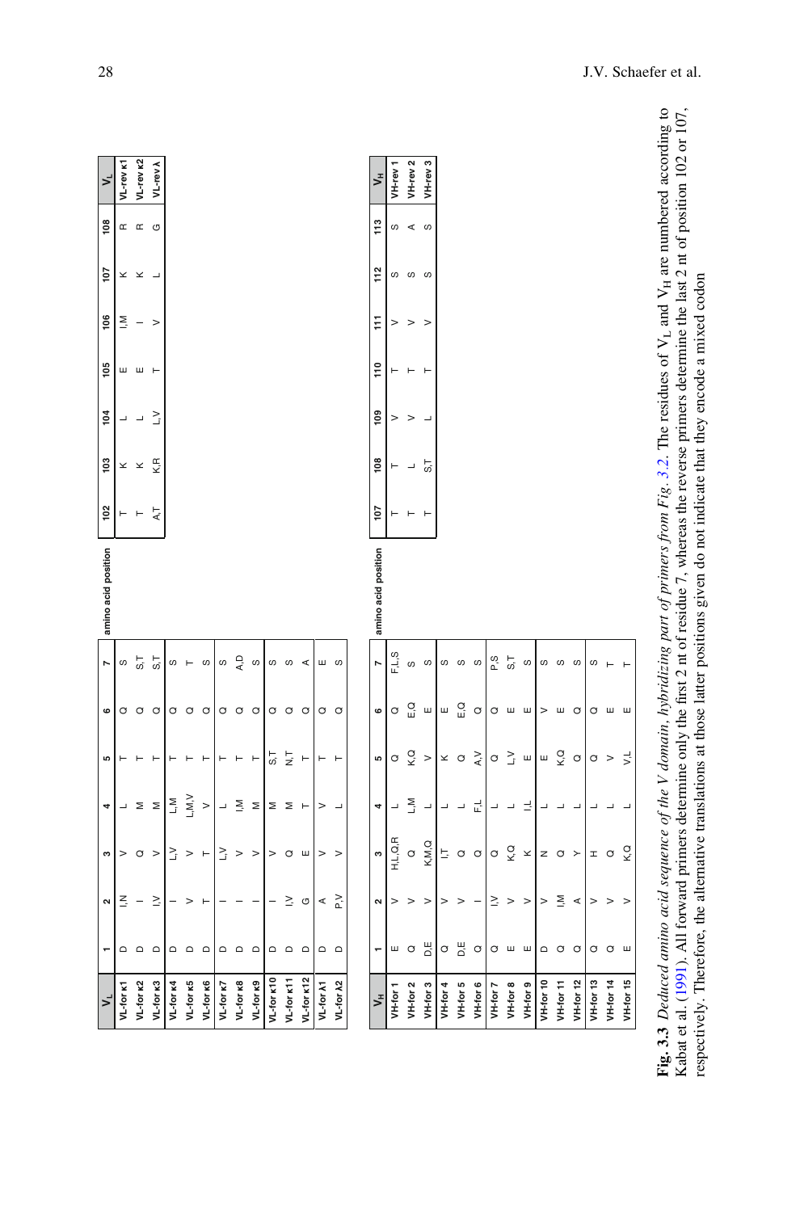| $V_L$ | 1 | 2 | 3 | 4 | 5 | 6 | 7 |
|---|---|---|---|---|---|---|---|
| VL-for κ1 | D | I,N | V | L | T | Q | S |
| VL-for κ2 | D | I | Q | M | T | Q | S,T |
| VL-for κ3 | D | I,V | V | M | T | Q | S,T |
| VL-for κ4 | D | I | L,V | L,M | T | Q | S |
| VL-for κ5 | D | V | V | L,M,V | T | Q | T |
| VL-for κ6 | D | T | T | V | T | Q | S |
| VL-for κ7 | D | I | L,V | L | T | Q | S |
| VL-for κ8 | D | I | V | I,M | T | Q | A,D |
| VL-for κ9 | D | I | V | M | T | Q | S |
| VL-for κ10 | D | I | V | M | S,T | Q | S |
| VL-for κ11 | D | I,V | Q | M | N,T | Q | S |
| VL-for κ12 | D | G | E | T | T | Q | A |
| VL-for λ1 | D | A | V | V | T | Q | E |
| VL-for λ2 | D | P,V | V | L | T | Q | S |

amino acid position

| 102 | 103 | 104 | 105 | 106 | 107 | 108 | $V_L$ |
|---|---|---|---|---|---|---|---|
| T | K | L | E | I,M | K | R | VL-rev κ1 |
| T | K | L | E | I | K | R | VL-rev κ2 |
| A,T | K,R | L,V | T | V | L | G | VL-rev λ |

| $V_H$ | 1 | 2 | 3 | 4 | 5 | 6 | 7 |
|---|---|---|---|---|---|---|---|
| VH-for 1 | E | V | H,L,Q,R | L | Q | Q | F,L,S |
| VH-for 2 | Q | V | Q | L,M | K,Q | E,Q | S |
| VH-for 3 | D,E | V | K,M,Q | L | V | E | S |
| VH-for 4 | Q | V | I,T | L | K | E | S |
| VH-for 5 | D,E | V | Q | L | Q | E,Q | S |
| VH-for 6 | Q | I | Q | F,L | A,V | Q | S |
| VH-for 7 | Q | I,V | Q | L | Q | Q | P,S |
| VH-for 8 | E | V | K,Q | L | L,V | E | S,T |
| VH-for 9 | E | V | K | I,L | E | E | S |
| VH-for 10 | D | V | N | L | E | V | S |
| VH-for 11 | Q | I,M | Q | L | K,Q | E | S |
| VH-for 12 | Q | A | Y | L | Q | Q | S |
| VH-for 13 | Q | V | H | L | Q | Q | S |
| VH-for 14 | Q | V | Q | L | V | E | T |
| VH-for 15 | E | V | K,Q | L | V,L | E | T |

amino acid position

| 107 | 108 | 109 | 110 | 111 | 112 | 113 | $V_H$ |
|---|---|---|---|---|---|---|---|
| T | T | V | T | V | S | S | VH-rev 1 |
| T | L | V | T | V | S | A | VH-rev 2 |
| T | S,T | L | T | V | S | S | VH-rev 3 |

**Fig. 3.3** *Deduced amino acid sequence of the V domain, hybridizing part of primers from Fig. 3.2.* The residues of $V_L$ and $V_H$ are numbered according to Kabat et al. (1991). All forward primers determine only the first 2 nt of residue 7, whereas the reverse primers determine the last 2 nt of position 102 or 107, respectively. Therefore, the alternative translations at those latter positions given do not indicate that they encode a mixed codon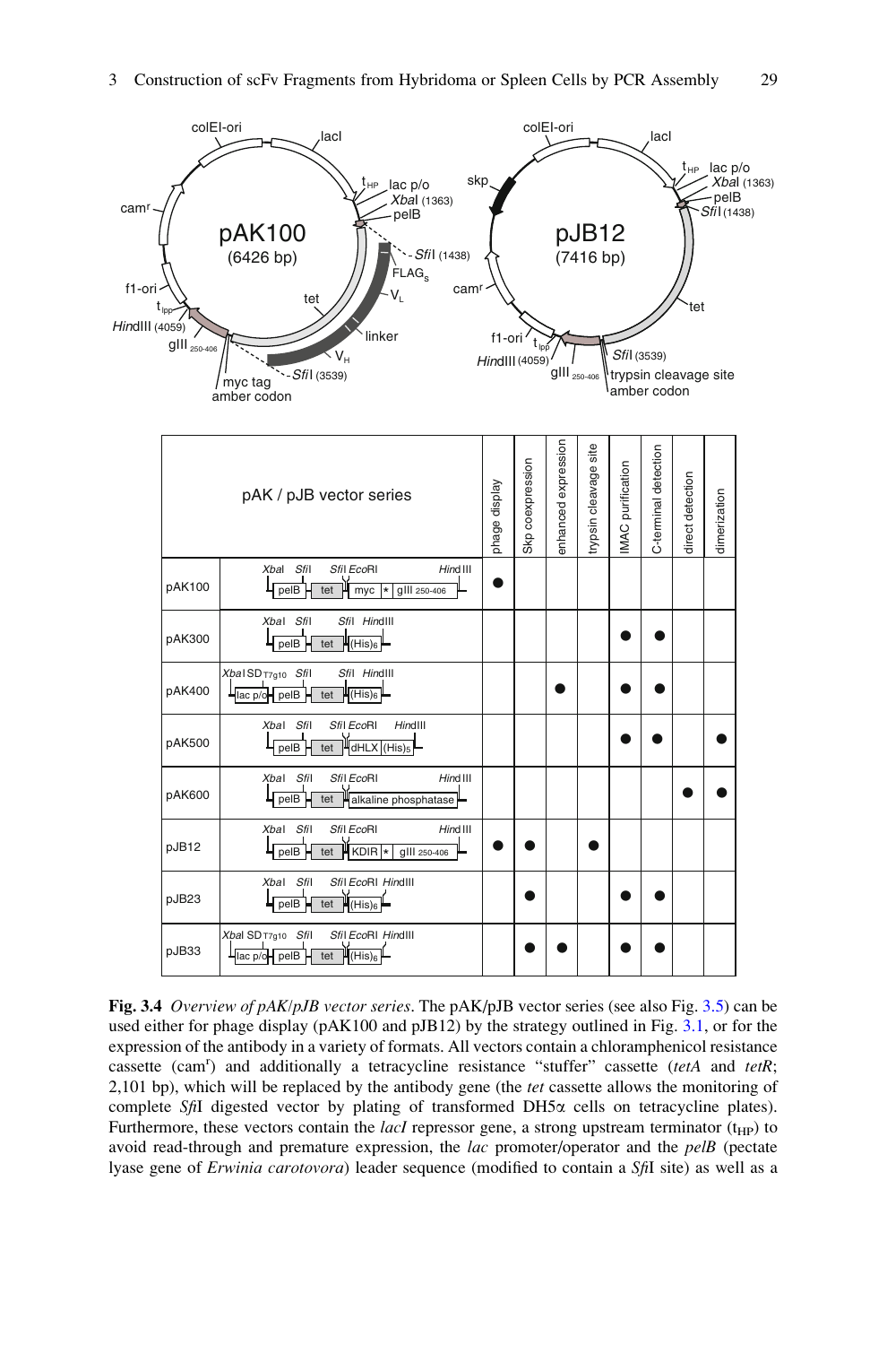| pAK / pJB vector series | | phage display | Skp coexpression | enhanced expression | trypsin cleavage site | IMAC purification | C-terminal detection | direct detection | dimerization |
|---|---|---|---|---|---|---|---|---|---|
| pAK100 | XbaI SfiI SfiI EcoRI HindIII — pelB – tet – myc * gIII 250-406 | ● | | | | | | | |
| pAK300 | XbaI SfiI SfiI HindIII — pelB – tet – (His)6 | | | | | ● | ● | | |
| pAK400 | XbaI SD T7g10 SfiI SfiI HindIII — lac p/o – pelB – tet – (His)6 | | | ● | | ● | ● | | |
| pAK500 | XbaI SfiI SfiI EcoRI HindIII — pelB – tet – dHLX (His)5 | | | | | ● | ● | | ● |
| pAK600 | XbaI SfiI SfiI EcoRI HindIII — pelB – tet – alkaline phosphatase | | | | | | | ● | ● |
| pJB12 | XbaI SfiI SfiI EcoRI HindIII — pelB – tet – KDIR * gIII 250-406 | ● | ● | | ● | | | | |
| pJB23 | XbaI SfiI SfiI EcoRI HindIII — pelB – tet – (His)6 | | ● | | | ● | ● | | |
| pJB33 | XbaI SD T7g10 SfiI SfiI EcoRI HindIII — lac p/o – pelB – tet – (His)6 | | ● | ● | | ● | ● | | |

**Fig. 3.4** *Overview of pAK/pJB vector series*. The pAK/pJB vector series (see also Fig. 3.5) can be used either for phage display (pAK100 and pJB12) by the strategy outlined in Fig. 3.1, or for the expression of the antibody in a variety of formats. All vectors contain a chloramphenicol resistance cassette (cam$^r$) and additionally a tetracycline resistance "stuffer" cassette (*tetA* and *tetR*; 2,101 bp), which will be replaced by the antibody gene (the *tet* cassette allows the monitoring of complete *Sfi*I digested vector by plating of transformed DH5α cells on tetracycline plates). Furthermore, these vectors contain the *lacI* repressor gene, a strong upstream terminator ($t_{HP}$) to avoid read-through and premature expression, the *lac* promoter/operator and the *pelB* (pectate lyase gene of *Erwinia carotovora*) leader sequence (modified to contain a *Sfi*I site) as well as a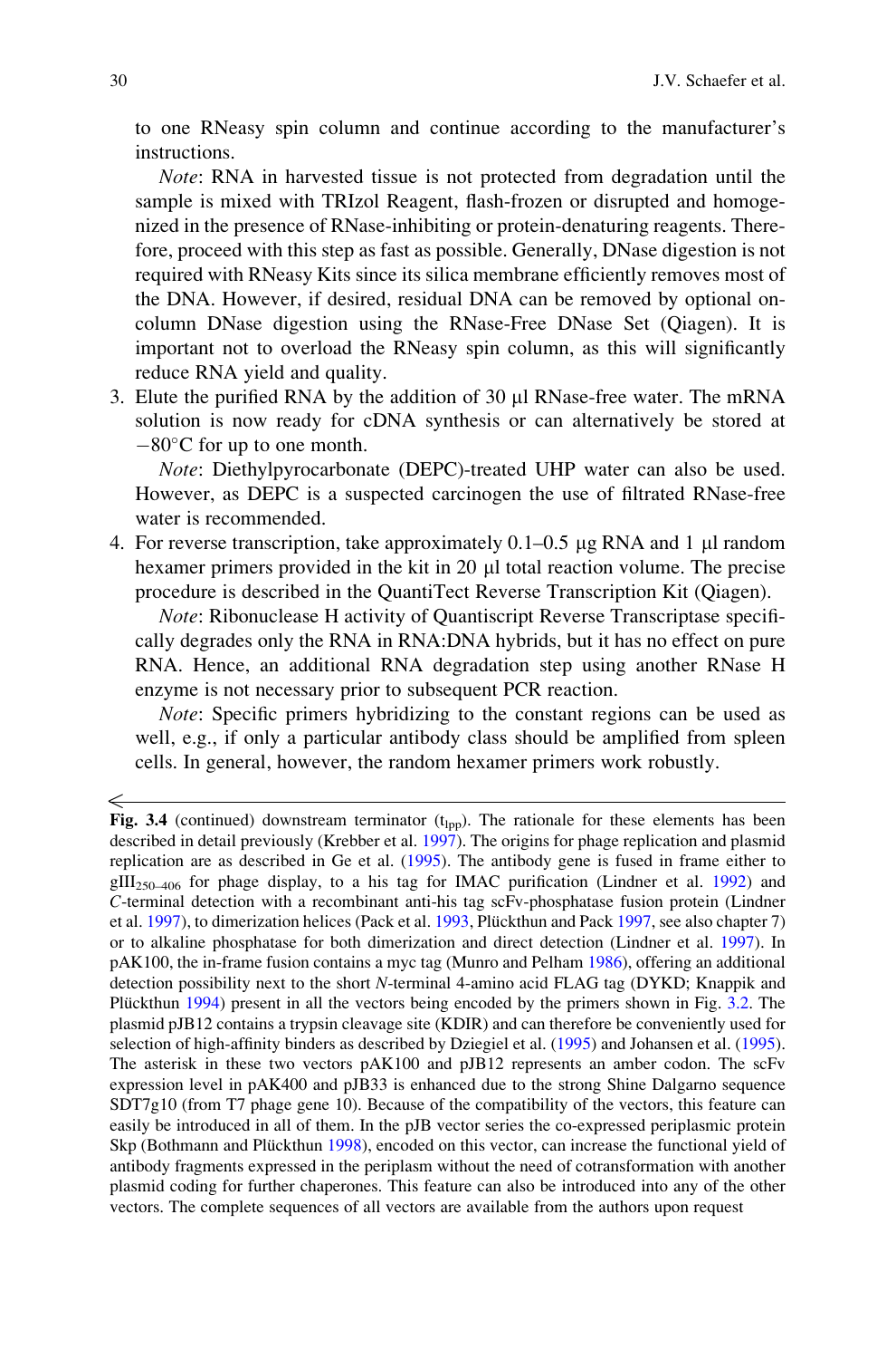to one RNeasy spin column and continue according to the manufacturer's instructions.

*Note*: RNA in harvested tissue is not protected from degradation until the sample is mixed with TRIzol Reagent, flash-frozen or disrupted and homogenized in the presence of RNase-inhibiting or protein-denaturing reagents. Therefore, proceed with this step as fast as possible. Generally, DNase digestion is not required with RNeasy Kits since its silica membrane efficiently removes most of the DNA. However, if desired, residual DNA can be removed by optional on-column DNase digestion using the RNase-Free DNase Set (Qiagen). It is important not to overload the RNeasy spin column, as this will significantly reduce RNA yield and quality.

3. Elute the purified RNA by the addition of 30 μl RNase-free water. The mRNA solution is now ready for cDNA synthesis or can alternatively be stored at −80°C for up to one month.

   *Note*: Diethylpyrocarbonate (DEPC)-treated UHP water can also be used. However, as DEPC is a suspected carcinogen the use of filtrated RNase-free water is recommended.

4. For reverse transcription, take approximately 0.1–0.5 μg RNA and 1 μl random hexamer primers provided in the kit in 20 μl total reaction volume. The precise procedure is described in the QuantiTect Reverse Transcription Kit (Qiagen).

   *Note*: Ribonuclease H activity of Quantiscript Reverse Transcriptase specifically degrades only the RNA in RNA:DNA hybrids, but it has no effect on pure RNA. Hence, an additional RNA degradation step using another RNase H enzyme is not necessary prior to subsequent PCR reaction.

   *Note*: Specific primers hybridizing to the constant regions can be used as well, e.g., if only a particular antibody class should be amplified from spleen cells. In general, however, the random hexamer primers work robustly.

---

**Fig. 3.4** (continued) downstream terminator ($t_{lpp}$). The rationale for these elements has been described in detail previously (Krebber et al. 1997). The origins for phage replication and plasmid replication are as described in Ge et al. (1995). The antibody gene is fused in frame either to $gIII_{250–406}$ for phage display, to a his tag for IMAC purification (Lindner et al. 1992) and *C*-terminal detection with a recombinant anti-his tag scFv-phosphatase fusion protein (Lindner et al. 1997), to dimerization helices (Pack et al. 1993, Plückthun and Pack 1997, see also chapter 7) or to alkaline phosphatase for both dimerization and direct detection (Lindner et al. 1997). In pAK100, the in-frame fusion contains a myc tag (Munro and Pelham 1986), offering an additional detection possibility next to the short *N*-terminal 4-amino acid FLAG tag (DYKD; Knappik and Plückthun 1994) present in all the vectors being encoded by the primers shown in Fig. 3.2. The plasmid pJB12 contains a trypsin cleavage site (KDIR) and can therefore be conveniently used for selection of high-affinity binders as described by Dziegiel et al. (1995) and Johansen et al. (1995). The asterisk in these two vectors pAK100 and pJB12 represents an amber codon. The scFv expression level in pAK400 and pJB33 is enhanced due to the strong Shine Dalgarno sequence SDT7g10 (from T7 phage gene 10). Because of the compatibility of the vectors, this feature can easily be introduced in all of them. In the pJB vector series the co-expressed periplasmic protein Skp (Bothmann and Plückthun 1998), encoded on this vector, can increase the functional yield of antibody fragments expressed in the periplasm without the need of cotransformation with another plasmid coding for further chaperones. This feature can also be introduced into any of the other vectors. The complete sequences of all vectors are available from the authors upon request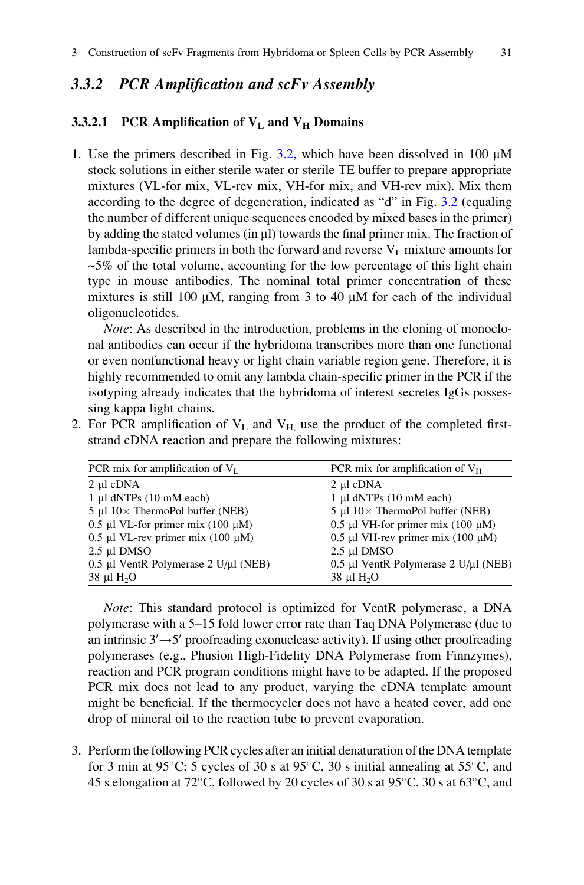### 3.3.2 *PCR Amplification and scFv Assembly*

#### 3.3.2.1 PCR Amplification of $V_L$ and $V_H$ Domains

1. Use the primers described in Fig. 3.2, which have been dissolved in 100 µM stock solutions in either sterile water or sterile TE buffer to prepare appropriate mixtures (VL-for mix, VL-rev mix, VH-for mix, and VH-rev mix). Mix them according to the degree of degeneration, indicated as "d" in Fig. 3.2 (equaling the number of different unique sequences encoded by mixed bases in the primer) by adding the stated volumes (in µl) towards the final primer mix. The fraction of lambda-specific primers in both the forward and reverse $V_L$ mixture amounts for ~5% of the total volume, accounting for the low percentage of this light chain type in mouse antibodies. The nominal total primer concentration of these mixtures is still 100 µM, ranging from 3 to 40 µM for each of the individual oligonucleotides.

   *Note*: As described in the introduction, problems in the cloning of monoclonal antibodies can occur if the hybridoma transcribes more than one functional or even nonfunctional heavy or light chain variable region gene. Therefore, it is highly recommended to omit any lambda chain-specific primer in the PCR if the isotyping already indicates that the hybridoma of interest secretes IgGs possessing kappa light chains.

2. For PCR amplification of $V_L$ and $V_H$, use the product of the completed first-strand cDNA reaction and prepare the following mixtures:

| PCR mix for amplification of $V_L$ | PCR mix for amplification of $V_H$ |
|---|---|
| 2 µl cDNA | 2 µl cDNA |
| 1 µl dNTPs (10 mM each) | 1 µl dNTPs (10 mM each) |
| 5 µl 10× ThermoPol buffer (NEB) | 5 µl 10× ThermoPol buffer (NEB) |
| 0.5 µl VL-for primer mix (100 µM) | 0.5 µl VH-for primer mix (100 µM) |
| 0.5 µl VL-rev primer mix (100 µM) | 0.5 µl VH-rev primer mix (100 µM) |
| 2.5 µl DMSO | 2.5 µl DMSO |
| 0.5 µl VentR Polymerase 2 U/µl (NEB) | 0.5 µl VentR Polymerase 2 U/µl (NEB) |
| 38 µl $H_2O$ | 38 µl $H_2O$ |

   *Note*: This standard protocol is optimized for VentR polymerase, a DNA polymerase with a 5–15 fold lower error rate than Taq DNA Polymerase (due to an intrinsic $3' \rightarrow 5'$ proofreading exonuclease activity). If using other proofreading polymerases (e.g., Phusion High-Fidelity DNA Polymerase from Finnzymes), reaction and PCR program conditions might have to be adapted. If the proposed PCR mix does not lead to any product, varying the cDNA template amount might be beneficial. If the thermocycler does not have a heated cover, add one drop of mineral oil to the reaction tube to prevent evaporation.

3. Perform the following PCR cycles after an initial denaturation of the DNA template for 3 min at 95°C: 5 cycles of 30 s at 95°C, 30 s initial annealing at 55°C, and 45 s elongation at 72°C, followed by 20 cycles of 30 s at 95°C, 30 s at 63°C, and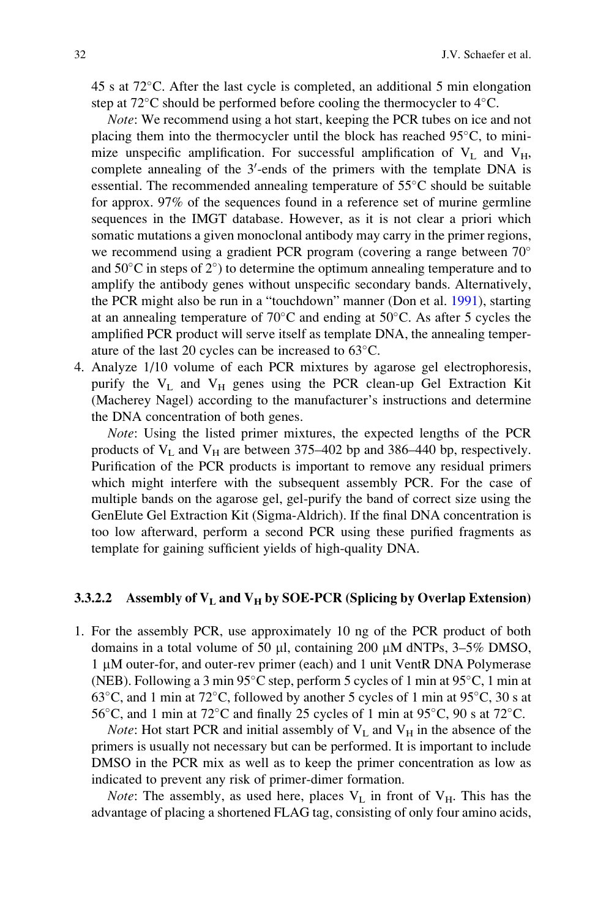45 s at 72°C. After the last cycle is completed, an additional 5 min elongation step at 72°C should be performed before cooling the thermocycler to 4°C.

*Note*: We recommend using a hot start, keeping the PCR tubes on ice and not placing them into the thermocycler until the block has reached 95°C, to minimize unspecific amplification. For successful amplification of $V_L$ and $V_H$, complete annealing of the 3′-ends of the primers with the template DNA is essential. The recommended annealing temperature of 55°C should be suitable for approx. 97% of the sequences found in a reference set of murine germline sequences in the IMGT database. However, as it is not clear a priori which somatic mutations a given monoclonal antibody may carry in the primer regions, we recommend using a gradient PCR program (covering a range between 70° and 50°C in steps of 2°) to determine the optimum annealing temperature and to amplify the antibody genes without unspecific secondary bands. Alternatively, the PCR might also be run in a "touchdown" manner (Don et al. 1991), starting at an annealing temperature of 70°C and ending at 50°C. As after 5 cycles the amplified PCR product will serve itself as template DNA, the annealing temperature of the last 20 cycles can be increased to 63°C.

4. Analyze 1/10 volume of each PCR mixtures by agarose gel electrophoresis, purify the $V_L$ and $V_H$ genes using the PCR clean-up Gel Extraction Kit (Macherey Nagel) according to the manufacturer's instructions and determine the DNA concentration of both genes.

   *Note*: Using the listed primer mixtures, the expected lengths of the PCR products of $V_L$ and $V_H$ are between 375–402 bp and 386–440 bp, respectively. Purification of the PCR products is important to remove any residual primers which might interfere with the subsequent assembly PCR. For the case of multiple bands on the agarose gel, gel-purify the band of correct size using the GenElute Gel Extraction Kit (Sigma-Aldrich). If the final DNA concentration is too low afterward, perform a second PCR using these purified fragments as template for gaining sufficient yields of high-quality DNA.

#### 3.3.2.2 Assembly of $V_L$ and $V_H$ by SOE-PCR (Splicing by Overlap Extension)

1. For the assembly PCR, use approximately 10 ng of the PCR product of both domains in a total volume of 50 μl, containing 200 μM dNTPs, 3–5% DMSO, 1 μM outer-for, and outer-rev primer (each) and 1 unit VentR DNA Polymerase (NEB). Following a 3 min 95°C step, perform 5 cycles of 1 min at 95°C, 1 min at 63°C, and 1 min at 72°C, followed by another 5 cycles of 1 min at 95°C, 30 s at 56°C, and 1 min at 72°C and finally 25 cycles of 1 min at 95°C, 90 s at 72°C.

   *Note*: Hot start PCR and initial assembly of $V_L$ and $V_H$ in the absence of the primers is usually not necessary but can be performed. It is important to include DMSO in the PCR mix as well as to keep the primer concentration as low as indicated to prevent any risk of primer-dimer formation.

   *Note*: The assembly, as used here, places $V_L$ in front of $V_H$. This has the advantage of placing a shortened FLAG tag, consisting of only four amino acids,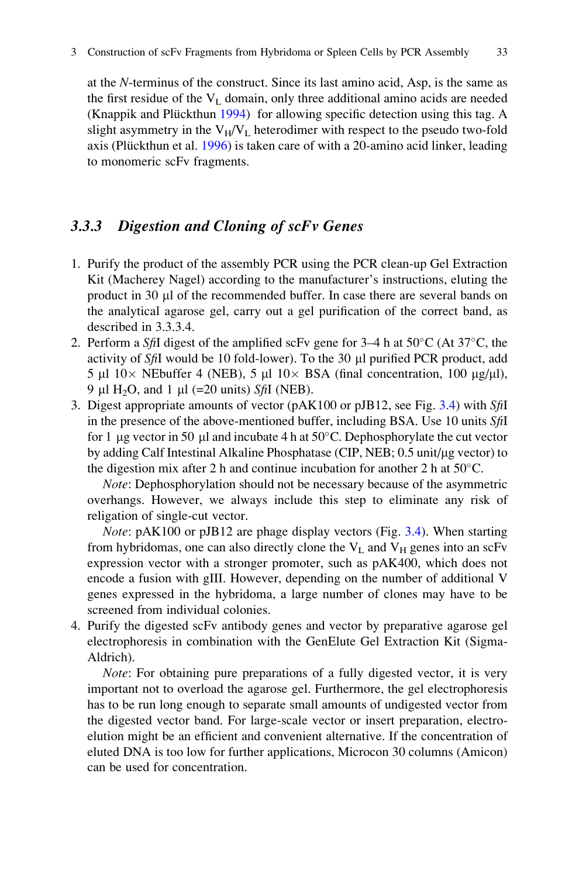at the *N*-terminus of the construct. Since its last amino acid, Asp, is the same as the first residue of the $V_L$ domain, only three additional amino acids are needed (Knappik and Plückthun 1994) for allowing specific detection using this tag. A slight asymmetry in the $V_H/V_L$ heterodimer with respect to the pseudo two-fold axis (Plückthun et al. 1996) is taken care of with a 20-amino acid linker, leading to monomeric scFv fragments.

### *3.3.3 Digestion and Cloning of scFv Genes*

1. Purify the product of the assembly PCR using the PCR clean-up Gel Extraction Kit (Macherey Nagel) according to the manufacturer's instructions, eluting the product in 30 µl of the recommended buffer. In case there are several bands on the analytical agarose gel, carry out a gel purification of the correct band, as described in 3.3.3.4.
2. Perform a *Sfi*I digest of the amplified scFv gene for 3–4 h at 50°C (At 37°C, the activity of *Sfi*I would be 10 fold-lower). To the 30 µl purified PCR product, add 5 µl 10× NEbuffer 4 (NEB), 5 µl 10× BSA (final concentration, 100 µg/µl), 9 µl $H_2O$, and 1 µl (=20 units) *Sfi*I (NEB).
3. Digest appropriate amounts of vector (pAK100 or pJB12, see Fig. 3.4) with *Sfi*I in the presence of the above-mentioned buffer, including BSA. Use 10 units *Sfi*I for 1 µg vector in 50 µl and incubate 4 h at 50°C. Dephosphorylate the cut vector by adding Calf Intestinal Alkaline Phosphatase (CIP, NEB; 0.5 unit/µg vector) to the digestion mix after 2 h and continue incubation for another 2 h at 50°C.

   *Note*: Dephosphorylation should not be necessary because of the asymmetric overhangs. However, we always include this step to eliminate any risk of religation of single-cut vector.

   *Note*: pAK100 or pJB12 are phage display vectors (Fig. 3.4). When starting from hybridomas, one can also directly clone the $V_L$ and $V_H$ genes into an scFv expression vector with a stronger promoter, such as pAK400, which does not encode a fusion with gIII. However, depending on the number of additional V genes expressed in the hybridoma, a large number of clones may have to be screened from individual colonies.
4. Purify the digested scFv antibody genes and vector by preparative agarose gel electrophoresis in combination with the GenElute Gel Extraction Kit (Sigma-Aldrich).

   *Note*: For obtaining pure preparations of a fully digested vector, it is very important not to overload the agarose gel. Furthermore, the gel electrophoresis has to be run long enough to separate small amounts of undigested vector from the digested vector band. For large-scale vector or insert preparation, electro-elution might be an efficient and convenient alternative. If the concentration of eluted DNA is too low for further applications, Microcon 30 columns (Amicon) can be used for concentration.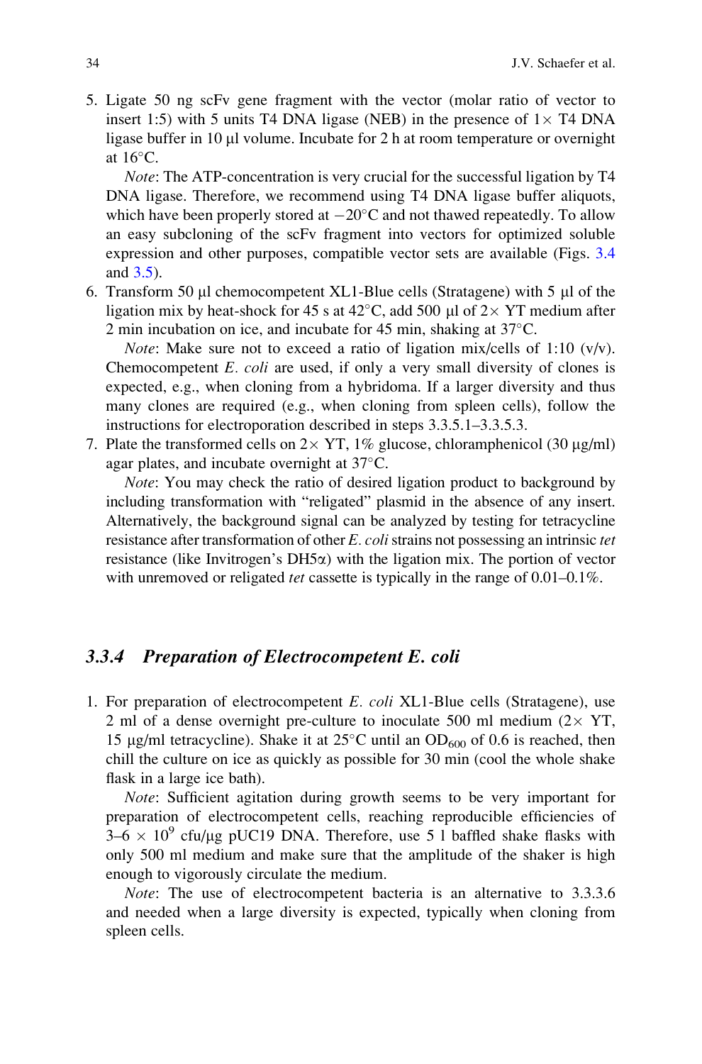5. Ligate 50 ng scFv gene fragment with the vector (molar ratio of vector to insert 1:5) with 5 units T4 DNA ligase (NEB) in the presence of 1× T4 DNA ligase buffer in 10 µl volume. Incubate for 2 h at room temperature or overnight at 16°C.

   *Note*: The ATP-concentration is very crucial for the successful ligation by T4 DNA ligase. Therefore, we recommend using T4 DNA ligase buffer aliquots, which have been properly stored at −20°C and not thawed repeatedly. To allow an easy subcloning of the scFv fragment into vectors for optimized soluble expression and other purposes, compatible vector sets are available (Figs. 3.4 and 3.5).

6. Transform 50 µl chemocompetent XL1-Blue cells (Stratagene) with 5 µl of the ligation mix by heat-shock for 45 s at 42°C, add 500 µl of 2× YT medium after 2 min incubation on ice, and incubate for 45 min, shaking at 37°C.

   *Note*: Make sure not to exceed a ratio of ligation mix/cells of 1:10 (v/v). Chemocompetent *E. coli* are used, if only a very small diversity of clones is expected, e.g., when cloning from a hybridoma. If a larger diversity and thus many clones are required (e.g., when cloning from spleen cells), follow the instructions for electroporation described in steps 3.3.5.1–3.3.5.3.

7. Plate the transformed cells on 2× YT, 1% glucose, chloramphenicol (30 µg/ml) agar plates, and incubate overnight at 37°C.

   *Note*: You may check the ratio of desired ligation product to background by including transformation with "religated" plasmid in the absence of any insert. Alternatively, the background signal can be analyzed by testing for tetracycline resistance after transformation of other *E. coli* strains not possessing an intrinsic *tet* resistance (like Invitrogen's DH5α) with the ligation mix. The portion of vector with unremoved or religated *tet* cassette is typically in the range of 0.01–0.1%.

### 3.3.4 Preparation of Electrocompetent E. coli

1. For preparation of electrocompetent *E. coli* XL1-Blue cells (Stratagene), use 2 ml of a dense overnight pre-culture to inoculate 500 ml medium (2× YT, 15 µg/ml tetracycline). Shake it at 25°C until an $OD_{600}$ of 0.6 is reached, then chill the culture on ice as quickly as possible for 30 min (cool the whole shake flask in a large ice bath).

   *Note*: Sufficient agitation during growth seems to be very important for preparation of electrocompetent cells, reaching reproducible efficiencies of $3–6 \times 10^9$ cfu/µg pUC19 DNA. Therefore, use 5 l baffled shake flasks with only 500 ml medium and make sure that the amplitude of the shaker is high enough to vigorously circulate the medium.

   *Note*: The use of electrocompetent bacteria is an alternative to 3.3.3.6 and needed when a large diversity is expected, typically when cloning from spleen cells.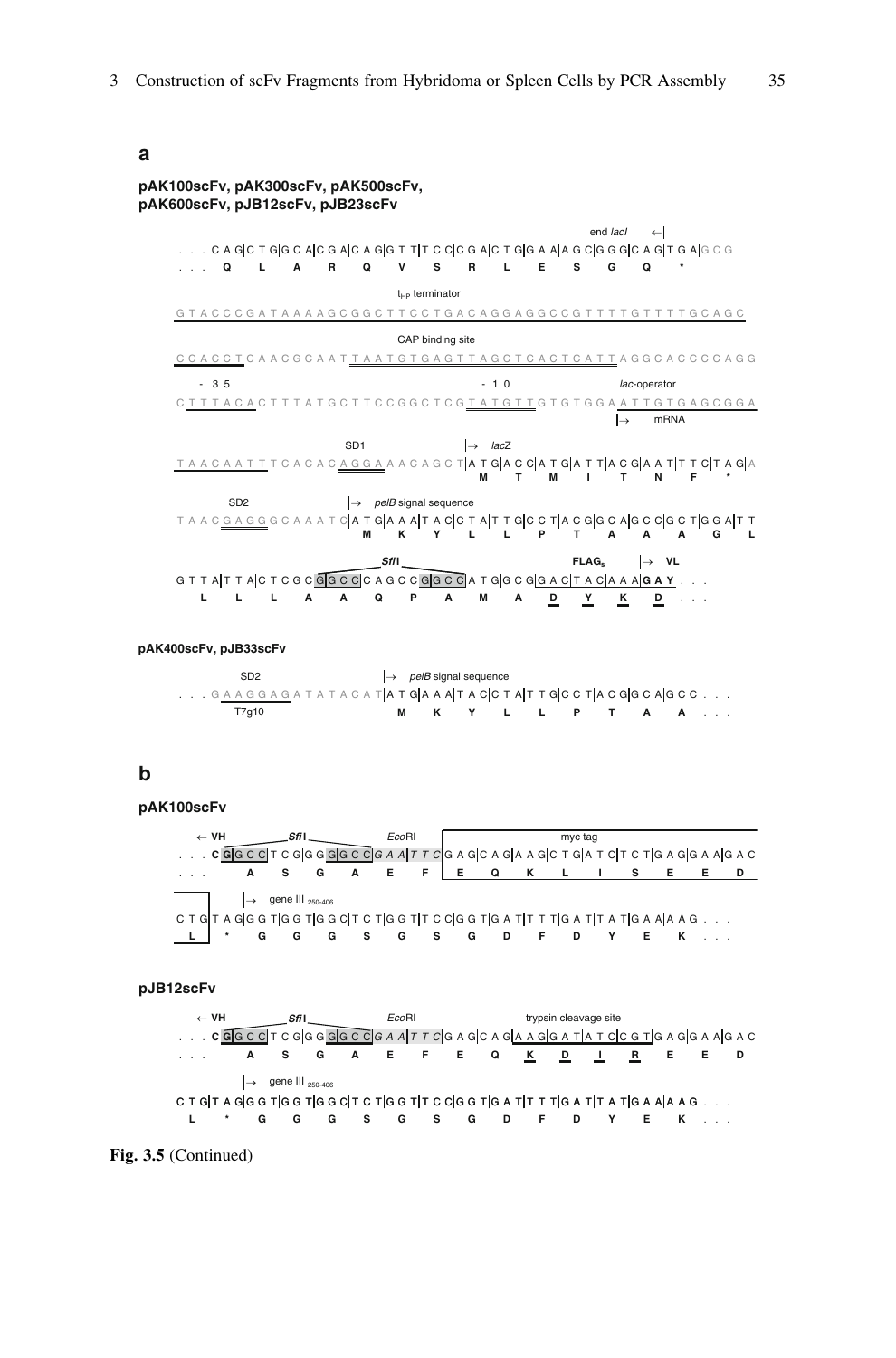**a**

**pAK100scFv, pAK300scFv, pAK500scFv, pAK600scFv, pJB12scFv, pJB23scFv**

```
                                                                  end lacI    ←|
. . . C A G|C T G|G C A|C G A|C A G|G T T|T C C|C G A|C T G|G A A|A G C|G G G|C A G|T G A|G C G
. . .   Q     L     A     R     Q     V     S     R     L     E     S     G     Q     *

                                  tHP terminator
G T A C C C G A T A A A A G C G G C T T C C T G A C A G G A G G C C G T T T T G T T T T G C A G C

                                  CAP binding site
C C A C C T C A A C G C A A T T A A T G T G A G T T A G C T C A C T C A T T A G G C A C C C C A G G

  - 3 5                                         - 1 0                          lac-operator
C T T T A C A C T T T A T G C T T C C G G C T C G T A T G T T G T G T G G A A T T G T G A G C G G A
                                                                              |→    mRNA

                         SD1                         |→  lacZ
T A A C A A T T T C A C A C A G G A A A C A G C T|A T G|A C C|A T G|A T T|A C G|A A T|T T C|T A G|A
                                                     M     T     M     I     T     N     F     *

     SD2                       |→  pelB signal sequence
T A A C G A G G G C A A A T C|A T G|A A A|T A C|C T A|T T G|C C T|A C G|G C A|G C C|G C T|G G A|T T
                              M     K     Y     L     L     P     T     A     A     A     G     L

                                      SfiI                            FLAGs      |→  VL
G|T T A|T T A|C T C|G C G|G C C|C A G|C C G|G C C|A T G|G C G|G A C|T A C|A A A|G A Y . . .
   L     L     L     A     A     Q     P     A     M     A     D     Y     K     D   . . .
```

**pAK400scFv, pJB33scFv**

```
        SD2                          |→  pelB signal sequence
. . . G A A G G A G A T A T A C A T|A T G|A A A|T A C|T A T|T G|C C T|A C G|G C A|G C C . . .
        T7g10                          M     K     Y     L     L     P     T     A     A   . . .
```

**b**

**pAK100scFv**

```
    ← VH           SfiI              EcoRI                         myc tag
. . . C G|G C C|T C G|G G G|G C C|G A A|T T C|G A G|C A G|A A G|C T G|A T C|T C T|G A G|G A A|G A C
. . .     A     S     G     A     E     F     E     Q     K     L     I     S     E     E     D

          |→  gene III 250-406
C T G|T A G|G G T|G G T|G G C|T C T|G G T|T C C|G G T|G A T|T T T|G A T|T A T|G A A|A A G . . .
  L     *     G     G     G     S     G     S     G     D     F     D     Y     E     K   . . .
```

**pJB12scFv**

```
    ← VH           SfiI              EcoRI                  trypsin cleavage site
. . . C G|G C C|T C G|G G G|G C C|G A A|T T C|G A G|C A G|A A G|G A T|A T C|C G T|G A G|G A A|G A C
. . .     A     S     G     A     E     F     E     Q     K     D     I     R     E     E     D

          |→  gene III 250-406
C T G|T A G|G G T|G G T|G G C|T C T|G G T|T C C|G G T|G A T|T T T|G A T|T A T|G A A|A A G . . .
  L     *     G     G     G     S     G     S     G     D     F     D     Y     E     K   . . .
```

**Fig. 3.5** (Continued)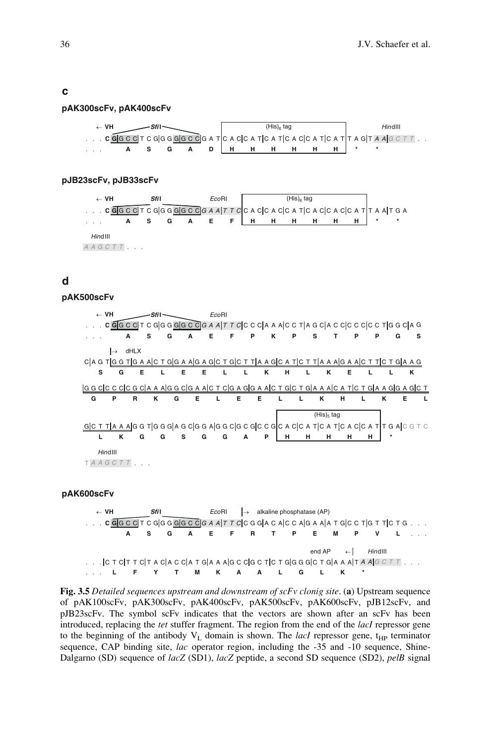**c**

**pAK300scFv, pAK400scFv**

```
 ← VH        SfiI                              (His)6 tag                      HindIII
. . . C G|G C C|T C G|G G G|G C C|G A T|C A C|C A T|C A T|C A C|C A T|C A T|T A G|T A A|G C T T . .
. . .     A     S     G     A     D     H     H     H     H     H     H     *     *
```

**pJB23scFv, pJB33scFv**

```
 ← VH        SfiI          EcoRI                 (His)6 tag
. . . C G|G C C|T C G|G G G|G C C|G A A|T T C|C A C|C A C|C A T|C A C|C A C|C A T|T A A|T G A
. . .     A     S     G     A     E     F     H     H     H     H     H     H     *     *

HindIII
A A G C T T . . .
```

**d**

**pAK500scFv**

```
 ← VH        SfiI          EcoRI
. . . C G|G C C|T C G|G G G|G C C|G A A|T T C|C C C|A A A|C C T|A G C|A C C|C C C|C C T|G G C|A G
. . .     A     S     G     A     E     F     P     K     P     S     T     P     P     G     S

      |→  dHLX
C|A G T|G G T|G A A|C T G|G A A|G A G|C T G|C T T|A A G|C A T|C T T|A A A|G A A|C T T|C T G|A A G
   S     G     E     L     E     E     L     L     K     H     L     K     E     L     L     K

|G G C|C C C|C G C|A A A|G G C|G A A|C T C|G A G|G A A|C T G|C T G|A A A|C A T|C T G|A A G|G A G|C T
   G     P     R     K     G     E     L     E     E     L     L     K     H     L     K     E     L

                                                         (His)5 tag
G|C T T|A A A|G G T|G G G|A G C|G G A|G G C|G C G|C C G|C A C|C A T|C A T|C A C|C A T|T G A|C G T C
     L     K     G     G     S     G     G     A     P     H     H     H     H     H     *

  HindIII
T A A G C T T . . .
```

**pAK600scFv**

```
 ← VH        SfiI          EcoRI    |→  alkaline phosphatase (AP)
. . . C G|G C C|T C G|G G G|G C C|G A A|T T C|C G G|A C A|C C A|G A A|A T G|C C T|G T T|C T G . . .
          A     S     G     A     E     F     R     T     P     E     M     P     V     L . . .

                                                              end AP   ←|   HindIII
. . .|C T C|T T C|T A C|A C C|A T G|A A A|G C C|G C T|C T G|G G G|C T G|A A A|T A A|G C T T . . .
. . .   L     F     Y     T     M     K     A     A     L     G     L     K     *
```

**Fig. 3.5** *Detailed sequences upstream and downstream of scFv clonig site*. (**a**) Upstream sequence of pAK100scFv, pAK300scFv, pAK400scFv, pAK500scFv, pAK600scFv, pJB12scFv, and pJB23scFv. The symbol scFv indicates that the vectors are shown after an scFv has been introduced, replacing the *tet* stuffer fragment. The region from the end of the *lacI* repressor gene to the beginning of the antibody $V_L$ domain is shown. The *lacI* repressor gene, $t_{HP}$ terminator sequence, CAP binding site, *lac* operator region, including the -35 and -10 sequence, Shine-Dalgarno (SD) sequence of *lacZ* (SD1), *lacZ* peptide, a second SD sequence (SD2), *pelB* signal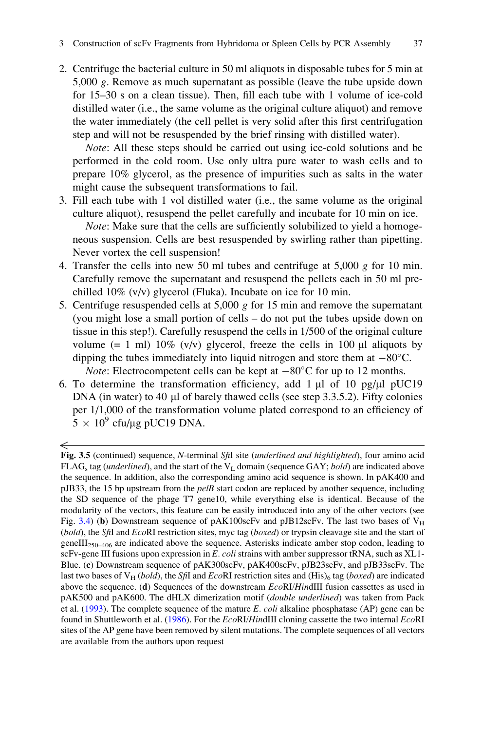2. Centrifuge the bacterial culture in 50 ml aliquots in disposable tubes for 5 min at 5,000 *g*. Remove as much supernatant as possible (leave the tube upside down for 15–30 s on a clean tissue). Then, fill each tube with 1 volume of ice-cold distilled water (i.e., the same volume as the original culture aliquot) and remove the water immediately (the cell pellet is very solid after this first centrifugation step and will not be resuspended by the brief rinsing with distilled water).

   *Note*: All these steps should be carried out using ice-cold solutions and be performed in the cold room. Use only ultra pure water to wash cells and to prepare 10% glycerol, as the presence of impurities such as salts in the water might cause the subsequent transformations to fail.

3. Fill each tube with 1 vol distilled water (i.e., the same volume as the original culture aliquot), resuspend the pellet carefully and incubate for 10 min on ice.

   *Note*: Make sure that the cells are sufficiently solubilized to yield a homogeneous suspension. Cells are best resuspended by swirling rather than pipetting. Never vortex the cell suspension!

4. Transfer the cells into new 50 ml tubes and centrifuge at 5,000 *g* for 10 min. Carefully remove the supernatant and resuspend the pellets each in 50 ml prechilled 10% (v/v) glycerol (Fluka). Incubate on ice for 10 min.

5. Centrifuge resuspended cells at 5,000 *g* for 15 min and remove the supernatant (you might lose a small portion of cells – do not put the tubes upside down on tissue in this step!). Carefully resuspend the cells in 1/500 of the original culture volume (= 1 ml) 10% (v/v) glycerol, freeze the cells in 100 μl aliquots by dipping the tubes immediately into liquid nitrogen and store them at −80°C.

   *Note*: Electrocompetent cells can be kept at −80°C for up to 12 months.

6. To determine the transformation efficiency, add 1 μl of 10 pg/μl pUC19 DNA (in water) to 40 μl of barely thawed cells (see step 3.3.5.2). Fifty colonies per 1/1,000 of the transformation volume plated correspond to an efficiency of $5 \times 10^9$ cfu/μg pUC19 DNA.

---

**Fig. 3.5** (continued) sequence, *N*-terminal *Sfi*I site (*underlined and highlighted*), four amino acid $FLAG_s$ tag (*underlined*), and the start of the $V_L$ domain (sequence GAY; **bold**) are indicated above the sequence. In addition, also the corresponding amino acid sequence is shown. In pAK400 and pJB33, the 15 bp upstream from the *pelB* start codon are replaced by another sequence, including the SD sequence of the phage T7 gene10, while everything else is identical. Because of the modularity of the vectors, this feature can be easily introduced into any of the other vectors (see Fig. 3.4) (**b**) Downstream sequence of pAK100scFv and pJB12scFv. The last two bases of $V_H$ (**bold**), the *Sfi*I and *Eco*RI restriction sites, myc tag (*boxed*) or trypsin cleavage site and the start of $geneIII_{250–406}$ are indicated above the sequence. Asterisks indicate amber stop codon, leading to scFv-gene III fusions upon expression in *E. coli* strains with amber suppressor tRNA, such as XL1-Blue. (**c**) Downstream sequence of pAK300scFv, pAK400scFv, pJB23scFv, and pJB33scFv. The last two bases of $V_H$ (**bold**), the *Sfi*I and *Eco*RI restriction sites and $(His)_6$ tag (*boxed*) are indicated above the sequence. (**d**) Sequences of the downstream *Eco*RI/*Hin*dIII fusion cassettes as used in pAK500 and pAK600. The dHLX dimerization motif (*double underlined*) was taken from Pack et al. (1993). The complete sequence of the mature *E. coli* alkaline phosphatase (AP) gene can be found in Shuttleworth et al. (1986). For the *Eco*RI/*Hin*dIII cloning cassette the two internal *Eco*RI sites of the AP gene have been removed by silent mutations. The complete sequences of all vectors are available from the authors upon request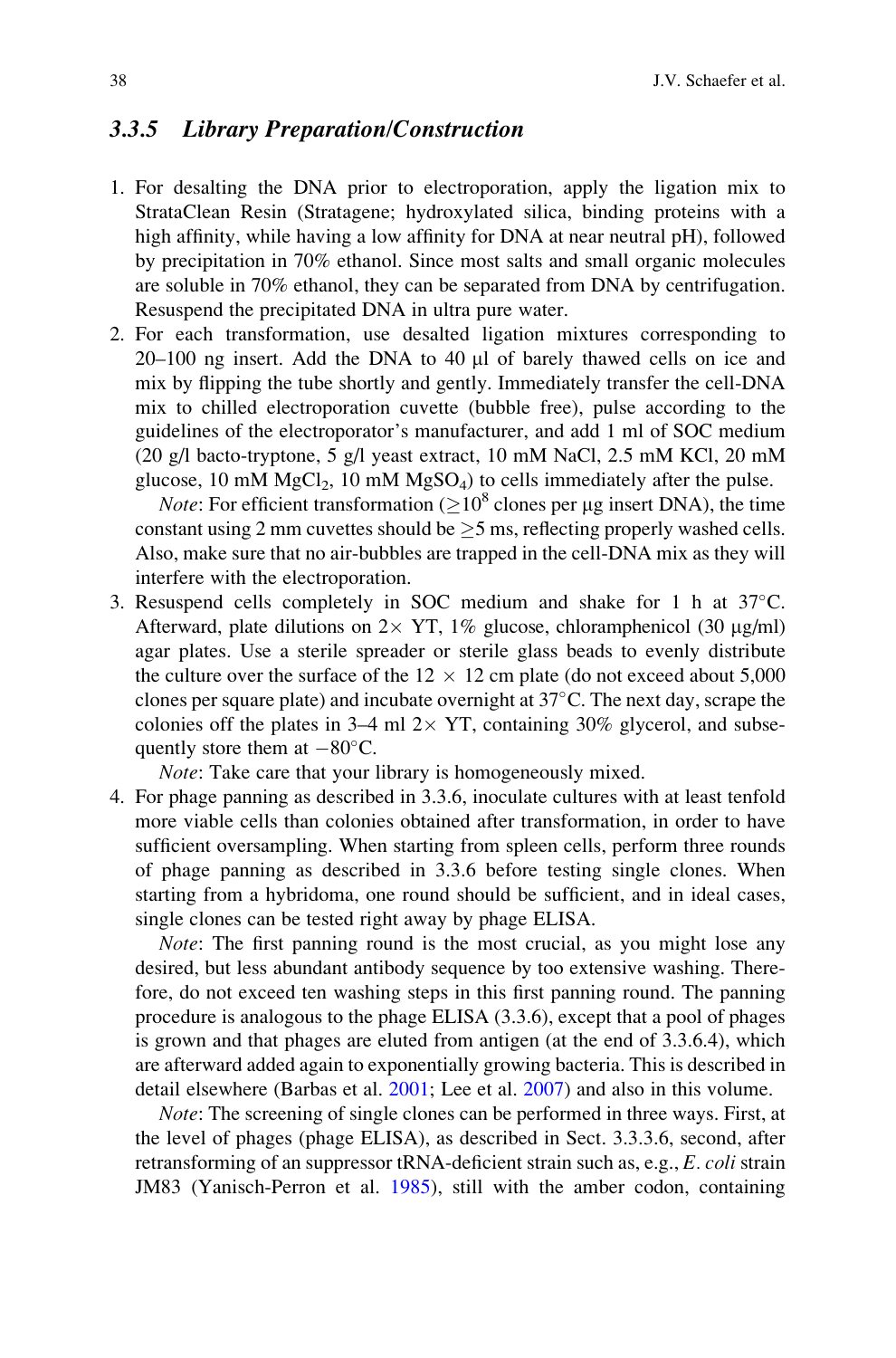### 3.3.5 Library Preparation/Construction

1. For desalting the DNA prior to electroporation, apply the ligation mix to StrataClean Resin (Stratagene; hydroxylated silica, binding proteins with a high affinity, while having a low affinity for DNA at near neutral pH), followed by precipitation in 70% ethanol. Since most salts and small organic molecules are soluble in 70% ethanol, they can be separated from DNA by centrifugation. Resuspend the precipitated DNA in ultra pure water.
2. For each transformation, use desalted ligation mixtures corresponding to 20–100 ng insert. Add the DNA to 40 μl of barely thawed cells on ice and mix by flipping the tube shortly and gently. Immediately transfer the cell-DNA mix to chilled electroporation cuvette (bubble free), pulse according to the guidelines of the electroporator's manufacturer, and add 1 ml of SOC medium (20 g/l bacto-tryptone, 5 g/l yeast extract, 10 mM NaCl, 2.5 mM KCl, 20 mM glucose, 10 mM $MgCl_2$, 10 mM $MgSO_4$) to cells immediately after the pulse.

   *Note*: For efficient transformation ($\geq 10^8$ clones per μg insert DNA), the time constant using 2 mm cuvettes should be $\geq$5 ms, reflecting properly washed cells. Also, make sure that no air-bubbles are trapped in the cell-DNA mix as they will interfere with the electroporation.
3. Resuspend cells completely in SOC medium and shake for 1 h at 37°C. Afterward, plate dilutions on 2× YT, 1% glucose, chloramphenicol (30 μg/ml) agar plates. Use a sterile spreader or sterile glass beads to evenly distribute the culture over the surface of the 12 × 12 cm plate (do not exceed about 5,000 clones per square plate) and incubate overnight at 37°C. The next day, scrape the colonies off the plates in 3–4 ml 2× YT, containing 30% glycerol, and subsequently store them at −80°C.

   *Note*: Take care that your library is homogeneously mixed.
4. For phage panning as described in 3.3.6, inoculate cultures with at least tenfold more viable cells than colonies obtained after transformation, in order to have sufficient oversampling. When starting from spleen cells, perform three rounds of phage panning as described in 3.3.6 before testing single clones. When starting from a hybridoma, one round should be sufficient, and in ideal cases, single clones can be tested right away by phage ELISA.

   *Note*: The first panning round is the most crucial, as you might lose any desired, but less abundant antibody sequence by too extensive washing. Therefore, do not exceed ten washing steps in this first panning round. The panning procedure is analogous to the phage ELISA (3.3.6), except that a pool of phages is grown and that phages are eluted from antigen (at the end of 3.3.6.4), which are afterward added again to exponentially growing bacteria. This is described in detail elsewhere (Barbas et al. 2001; Lee et al. 2007) and also in this volume.

   *Note*: The screening of single clones can be performed in three ways. First, at the level of phages (phage ELISA), as described in Sect. 3.3.3.6, second, after retransforming of an suppressor tRNA-deficient strain such as, e.g., *E. coli* strain JM83 (Yanisch-Perron et al. 1985), still with the amber codon, containing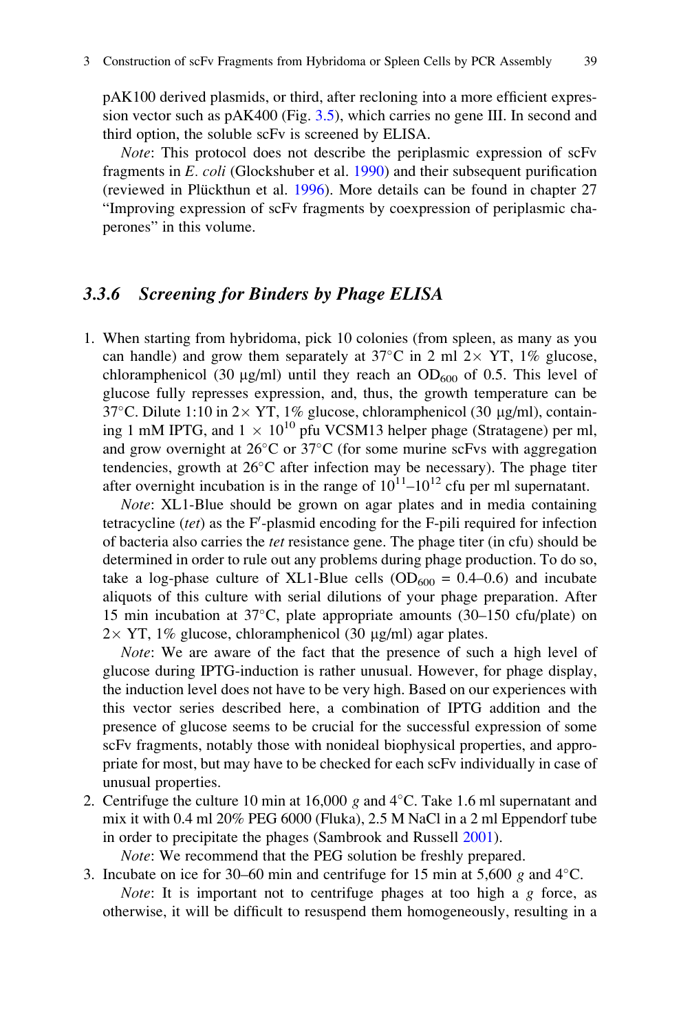pAK100 derived plasmids, or third, after recloning into a more efficient expression vector such as pAK400 (Fig. 3.5), which carries no gene III. In second and third option, the soluble scFv is screened by ELISA.

*Note*: This protocol does not describe the periplasmic expression of scFv fragments in *E. coli* (Glockshuber et al. 1990) and their subsequent purification (reviewed in Plückthun et al. 1996). More details can be found in chapter 27 "Improving expression of scFv fragments by coexpression of periplasmic chaperones" in this volume.

### 3.3.6 Screening for Binders by Phage ELISA

1. When starting from hybridoma, pick 10 colonies (from spleen, as many as you can handle) and grow them separately at 37°C in 2 ml 2× YT, 1% glucose, chloramphenicol (30 μg/ml) until they reach an $OD_{600}$ of 0.5. This level of glucose fully represses expression, and, thus, the growth temperature can be 37°C. Dilute 1:10 in 2× YT, 1% glucose, chloramphenicol (30 μg/ml), containing 1 mM IPTG, and $1 \times 10^{10}$ pfu VCSM13 helper phage (Stratagene) per ml, and grow overnight at 26°C or 37°C (for some murine scFvs with aggregation tendencies, growth at 26°C after infection may be necessary). The phage titer after overnight incubation is in the range of $10^{11}$–$10^{12}$ cfu per ml supernatant.

   *Note*: XL1-Blue should be grown on agar plates and in media containing tetracycline (*tet*) as the F′-plasmid encoding for the F-pili required for infection of bacteria also carries the *tet* resistance gene. The phage titer (in cfu) should be determined in order to rule out any problems during phage production. To do so, take a log-phase culture of XL1-Blue cells ($OD_{600}$ = 0.4–0.6) and incubate aliquots of this culture with serial dilutions of your phage preparation. After 15 min incubation at 37°C, plate appropriate amounts (30–150 cfu/plate) on 2× YT, 1% glucose, chloramphenicol (30 μg/ml) agar plates.

   *Note*: We are aware of the fact that the presence of such a high level of glucose during IPTG-induction is rather unusual. However, for phage display, the induction level does not have to be very high. Based on our experiences with this vector series described here, a combination of IPTG addition and the presence of glucose seems to be crucial for the successful expression of some scFv fragments, notably those with nonideal biophysical properties, and appropriate for most, but may have to be checked for each scFv individually in case of unusual properties.

2. Centrifuge the culture 10 min at 16,000 *g* and 4°C. Take 1.6 ml supernatant and mix it with 0.4 ml 20% PEG 6000 (Fluka), 2.5 M NaCl in a 2 ml Eppendorf tube in order to precipitate the phages (Sambrook and Russell 2001).

   *Note*: We recommend that the PEG solution be freshly prepared.

3. Incubate on ice for 30–60 min and centrifuge for 15 min at 5,600 *g* and 4°C.

   *Note*: It is important not to centrifuge phages at too high a *g* force, as otherwise, it will be difficult to resuspend them homogeneously, resulting in a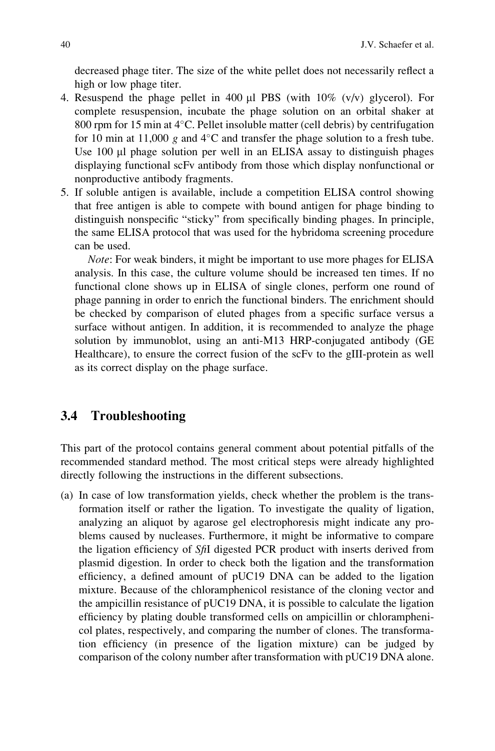decreased phage titer. The size of the white pellet does not necessarily reflect a high or low phage titer.

4. Resuspend the phage pellet in 400 μl PBS (with 10% (v/v) glycerol). For complete resuspension, incubate the phage solution on an orbital shaker at 800 rpm for 15 min at 4°C. Pellet insoluble matter (cell debris) by centrifugation for 10 min at 11,000 *g* and 4°C and transfer the phage solution to a fresh tube. Use 100 μl phage solution per well in an ELISA assay to distinguish phages displaying functional scFv antibody from those which display nonfunctional or nonproductive antibody fragments.
5. If soluble antigen is available, include a competition ELISA control showing that free antigen is able to compete with bound antigen for phage binding to distinguish nonspecific "sticky" from specifically binding phages. In principle, the same ELISA protocol that was used for the hybridoma screening procedure can be used.

   *Note*: For weak binders, it might be important to use more phages for ELISA analysis. In this case, the culture volume should be increased ten times. If no functional clone shows up in ELISA of single clones, perform one round of phage panning in order to enrich the functional binders. The enrichment should be checked by comparison of eluted phages from a specific surface versus a surface without antigen. In addition, it is recommended to analyze the phage solution by immunoblot, using an anti-M13 HRP-conjugated antibody (GE Healthcare), to ensure the correct fusion of the scFv to the gIII-protein as well as its correct display on the phage surface.

## 3.4 Troubleshooting

This part of the protocol contains general comment about potential pitfalls of the recommended standard method. The most critical steps were already highlighted directly following the instructions in the different subsections.

(a) In case of low transformation yields, check whether the problem is the transformation itself or rather the ligation. To investigate the quality of ligation, analyzing an aliquot by agarose gel electrophoresis might indicate any problems caused by nucleases. Furthermore, it might be informative to compare the ligation efficiency of *Sfi*I digested PCR product with inserts derived from plasmid digestion. In order to check both the ligation and the transformation efficiency, a defined amount of pUC19 DNA can be added to the ligation mixture. Because of the chloramphenicol resistance of the cloning vector and the ampicillin resistance of pUC19 DNA, it is possible to calculate the ligation efficiency by plating double transformed cells on ampicillin or chloramphenicol plates, respectively, and comparing the number of clones. The transformation efficiency (in presence of the ligation mixture) can be judged by comparison of the colony number after transformation with pUC19 DNA alone.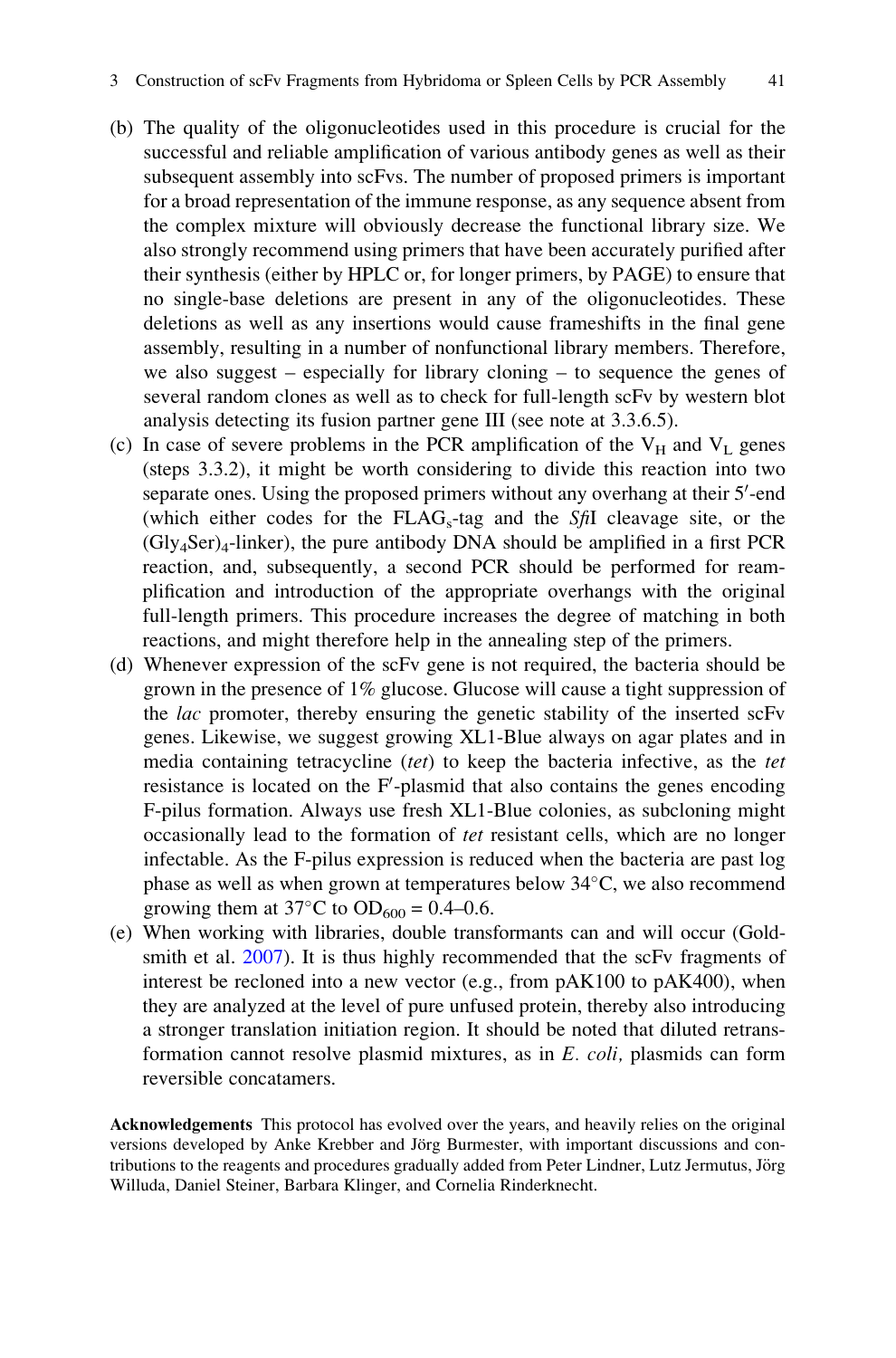(b) The quality of the oligonucleotides used in this procedure is crucial for the successful and reliable amplification of various antibody genes as well as their subsequent assembly into scFvs. The number of proposed primers is important for a broad representation of the immune response, as any sequence absent from the complex mixture will obviously decrease the functional library size. We also strongly recommend using primers that have been accurately purified after their synthesis (either by HPLC or, for longer primers, by PAGE) to ensure that no single-base deletions are present in any of the oligonucleotides. These deletions as well as any insertions would cause frameshifts in the final gene assembly, resulting in a number of nonfunctional library members. Therefore, we also suggest – especially for library cloning – to sequence the genes of several random clones as well as to check for full-length scFv by western blot analysis detecting its fusion partner gene III (see note at 3.3.6.5).

(c) In case of severe problems in the PCR amplification of the $V_H$ and $V_L$ genes (steps 3.3.2), it might be worth considering to divide this reaction into two separate ones. Using the proposed primers without any overhang at their 5′-end (which either codes for the $FLAG_s$-tag and the *Sfi*I cleavage site, or the $(Gly_4Ser)_4$-linker), the pure antibody DNA should be amplified in a first PCR reaction, and, subsequently, a second PCR should be performed for reamplification and introduction of the appropriate overhangs with the original full-length primers. This procedure increases the degree of matching in both reactions, and might therefore help in the annealing step of the primers.

(d) Whenever expression of the scFv gene is not required, the bacteria should be grown in the presence of 1% glucose. Glucose will cause a tight suppression of the *lac* promoter, thereby ensuring the genetic stability of the inserted scFv genes. Likewise, we suggest growing XL1-Blue always on agar plates and in media containing tetracycline (*tet*) to keep the bacteria infective, as the *tet* resistance is located on the F′-plasmid that also contains the genes encoding F-pilus formation. Always use fresh XL1-Blue colonies, as subcloning might occasionally lead to the formation of *tet* resistant cells, which are no longer infectable. As the F-pilus expression is reduced when the bacteria are past log phase as well as when grown at temperatures below 34°C, we also recommend growing them at 37°C to $OD_{600}$ = 0.4–0.6.

(e) When working with libraries, double transformants can and will occur (Goldsmith et al. 2007). It is thus highly recommended that the scFv fragments of interest be recloned into a new vector (e.g., from pAK100 to pAK400), when they are analyzed at the level of pure unfused protein, thereby also introducing a stronger translation initiation region. It should be noted that diluted retransformation cannot resolve plasmid mixtures, as in *E. coli,* plasmids can form reversible concatamers.

**Acknowledgements** This protocol has evolved over the years, and heavily relies on the original versions developed by Anke Krebber and Jörg Burmester, with important discussions and contributions to the reagents and procedures gradually added from Peter Lindner, Lutz Jermutus, Jörg Willuda, Daniel Steiner, Barbara Klinger, and Cornelia Rinderknecht.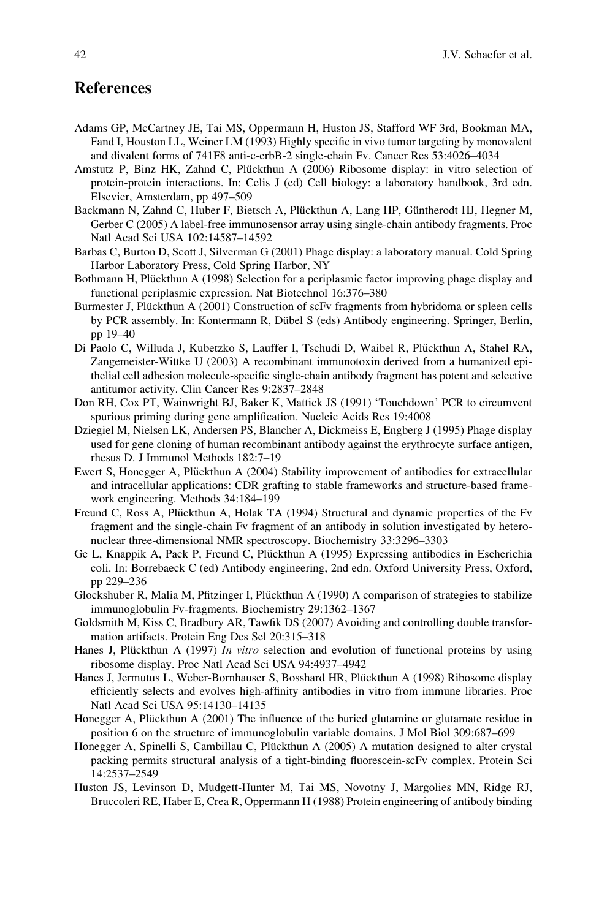## References

Adams GP, McCartney JE, Tai MS, Oppermann H, Huston JS, Stafford WF 3rd, Bookman MA, Fand I, Houston LL, Weiner LM (1993) Highly specific in vivo tumor targeting by monovalent and divalent forms of 741F8 anti-c-erbB-2 single-chain Fv. Cancer Res 53:4026–4034

Amstutz P, Binz HK, Zahnd C, Plückthun A (2006) Ribosome display: in vitro selection of protein-protein interactions. In: Celis J (ed) Cell biology: a laboratory handbook, 3rd edn. Elsevier, Amsterdam, pp 497–509

Backmann N, Zahnd C, Huber F, Bietsch A, Plückthun A, Lang HP, Güntherodt HJ, Hegner M, Gerber C (2005) A label-free immunosensor array using single-chain antibody fragments. Proc Natl Acad Sci USA 102:14587–14592

Barbas C, Burton D, Scott J, Silverman G (2001) Phage display: a laboratory manual. Cold Spring Harbor Laboratory Press, Cold Spring Harbor, NY

Bothmann H, Plückthun A (1998) Selection for a periplasmic factor improving phage display and functional periplasmic expression. Nat Biotechnol 16:376–380

Burmester J, Plückthun A (2001) Construction of scFv fragments from hybridoma or spleen cells by PCR assembly. In: Kontermann R, Dübel S (eds) Antibody engineering. Springer, Berlin, pp 19–40

Di Paolo C, Willuda J, Kubetzko S, Lauffer I, Tschudi D, Waibel R, Plückthun A, Stahel RA, Zangemeister-Wittke U (2003) A recombinant immunotoxin derived from a humanized epithelial cell adhesion molecule-specific single-chain antibody fragment has potent and selective antitumor activity. Clin Cancer Res 9:2837–2848

Don RH, Cox PT, Wainwright BJ, Baker K, Mattick JS (1991) 'Touchdown' PCR to circumvent spurious priming during gene amplification. Nucleic Acids Res 19:4008

Dziegiel M, Nielsen LK, Andersen PS, Blancher A, Dickmeiss E, Engberg J (1995) Phage display used for gene cloning of human recombinant antibody against the erythrocyte surface antigen, rhesus D. J Immunol Methods 182:7–19

Ewert S, Honegger A, Plückthun A (2004) Stability improvement of antibodies for extracellular and intracellular applications: CDR grafting to stable frameworks and structure-based framework engineering. Methods 34:184–199

Freund C, Ross A, Plückthun A, Holak TA (1994) Structural and dynamic properties of the Fv fragment and the single-chain Fv fragment of an antibody in solution investigated by heteronuclear three-dimensional NMR spectroscopy. Biochemistry 33:3296–3303

Ge L, Knappik A, Pack P, Freund C, Plückthun A (1995) Expressing antibodies in Escherichia coli. In: Borrebaeck C (ed) Antibody engineering, 2nd edn. Oxford University Press, Oxford, pp 229–236

Glockshuber R, Malia M, Pfitzinger I, Plückthun A (1990) A comparison of strategies to stabilize immunoglobulin Fv-fragments. Biochemistry 29:1362–1367

Goldsmith M, Kiss C, Bradbury AR, Tawfik DS (2007) Avoiding and controlling double transformation artifacts. Protein Eng Des Sel 20:315–318

Hanes J, Plückthun A (1997) *In vitro* selection and evolution of functional proteins by using ribosome display. Proc Natl Acad Sci USA 94:4937–4942

Hanes J, Jermutus L, Weber-Bornhauser S, Bosshard HR, Plückthun A (1998) Ribosome display efficiently selects and evolves high-affinity antibodies in vitro from immune libraries. Proc Natl Acad Sci USA 95:14130–14135

Honegger A, Plückthun A (2001) The influence of the buried glutamine or glutamate residue in position 6 on the structure of immunoglobulin variable domains. J Mol Biol 309:687–699

Honegger A, Spinelli S, Cambillau C, Plückthun A (2005) A mutation designed to alter crystal packing permits structural analysis of a tight-binding fluorescein-scFv complex. Protein Sci 14:2537–2549

Huston JS, Levinson D, Mudgett-Hunter M, Tai MS, Novotny J, Margolies MN, Ridge RJ, Bruccoleri RE, Haber E, Crea R, Oppermann H (1988) Protein engineering of antibody binding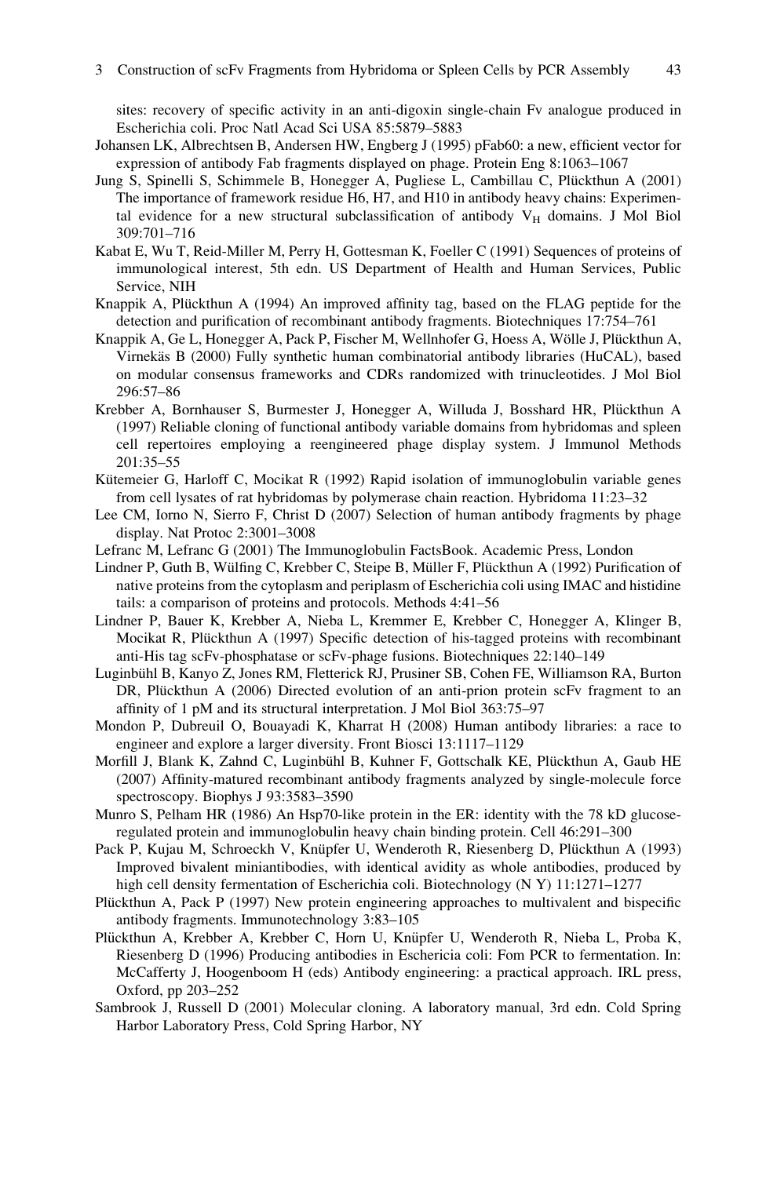sites: recovery of specific activity in an anti-digoxin single-chain Fv analogue produced in Escherichia coli. Proc Natl Acad Sci USA 85:5879–5883

Johansen LK, Albrechtsen B, Andersen HW, Engberg J (1995) pFab60: a new, efficient vector for expression of antibody Fab fragments displayed on phage. Protein Eng 8:1063–1067

Jung S, Spinelli S, Schimmele B, Honegger A, Pugliese L, Cambillau C, Plückthun A (2001) The importance of framework residue H6, H7, and H10 in antibody heavy chains: Experimental evidence for a new structural subclassification of antibody $V_H$ domains. J Mol Biol 309:701–716

Kabat E, Wu T, Reid-Miller M, Perry H, Gottesman K, Foeller C (1991) Sequences of proteins of immunological interest, 5th edn. US Department of Health and Human Services, Public Service, NIH

Knappik A, Plückthun A (1994) An improved affinity tag, based on the FLAG peptide for the detection and purification of recombinant antibody fragments. Biotechniques 17:754–761

Knappik A, Ge L, Honegger A, Pack P, Fischer M, Wellnhofer G, Hoess A, Wölle J, Plückthun A, Virnekäs B (2000) Fully synthetic human combinatorial antibody libraries (HuCAL), based on modular consensus frameworks and CDRs randomized with trinucleotides. J Mol Biol 296:57–86

Krebber A, Bornhauser S, Burmester J, Honegger A, Willuda J, Bosshard HR, Plückthun A (1997) Reliable cloning of functional antibody variable domains from hybridomas and spleen cell repertoires employing a reengineered phage display system. J Immunol Methods 201:35–55

Kütemeier G, Harloff C, Mocikat R (1992) Rapid isolation of immunoglobulin variable genes from cell lysates of rat hybridomas by polymerase chain reaction. Hybridoma 11:23–32

Lee CM, Iorno N, Sierro F, Christ D (2007) Selection of human antibody fragments by phage display. Nat Protoc 2:3001–3008

Lefranc M, Lefranc G (2001) The Immunoglobulin FactsBook. Academic Press, London

Lindner P, Guth B, Wülfing C, Krebber C, Steipe B, Müller F, Plückthun A (1992) Purification of native proteins from the cytoplasm and periplasm of Escherichia coli using IMAC and histidine tails: a comparison of proteins and protocols. Methods 4:41–56

Lindner P, Bauer K, Krebber A, Nieba L, Kremmer E, Krebber C, Honegger A, Klinger B, Mocikat R, Plückthun A (1997) Specific detection of his-tagged proteins with recombinant anti-His tag scFv-phosphatase or scFv-phage fusions. Biotechniques 22:140–149

Luginbühl B, Kanyo Z, Jones RM, Fletterick RJ, Prusiner SB, Cohen FE, Williamson RA, Burton DR, Plückthun A (2006) Directed evolution of an anti-prion protein scFv fragment to an affinity of 1 pM and its structural interpretation. J Mol Biol 363:75–97

Mondon P, Dubreuil O, Bouayadi K, Kharrat H (2008) Human antibody libraries: a race to engineer and explore a larger diversity. Front Biosci 13:1117–1129

Morfill J, Blank K, Zahnd C, Luginbühl B, Kuhner F, Gottschalk KE, Plückthun A, Gaub HE (2007) Affinity-matured recombinant antibody fragments analyzed by single-molecule force spectroscopy. Biophys J 93:3583–3590

Munro S, Pelham HR (1986) An Hsp70-like protein in the ER: identity with the 78 kD glucose-regulated protein and immunoglobulin heavy chain binding protein. Cell 46:291–300

Pack P, Kujau M, Schroeckh V, Knüpfer U, Wenderoth R, Riesenberg D, Plückthun A (1993) Improved bivalent miniantibodies, with identical avidity as whole antibodies, produced by high cell density fermentation of Escherichia coli. Biotechnology (N Y) 11:1271–1277

Plückthun A, Pack P (1997) New protein engineering approaches to multivalent and bispecific antibody fragments. Immunotechnology 3:83–105

Plückthun A, Krebber A, Krebber C, Horn U, Knüpfer U, Wenderoth R, Nieba L, Proba K, Riesenberg D (1996) Producing antibodies in Eschericia coli: Fom PCR to fermentation. In: McCafferty J, Hoogenboom H (eds) Antibody engineering: a practical approach. IRL press, Oxford, pp 203–252

Sambrook J, Russell D (2001) Molecular cloning. A laboratory manual, 3rd edn. Cold Spring Harbor Laboratory Press, Cold Spring Harbor, NY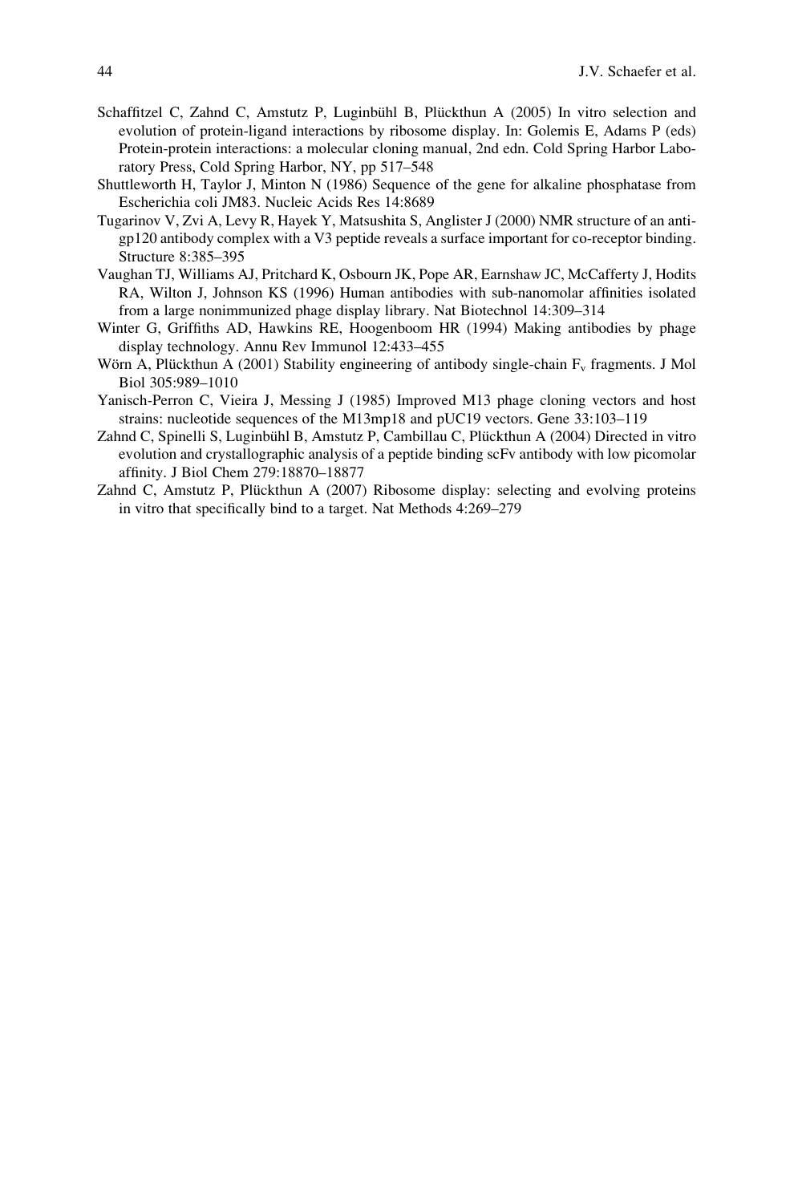Schaffitzel C, Zahnd C, Amstutz P, Luginbühl B, Plückthun A (2005) In vitro selection and evolution of protein-ligand interactions by ribosome display. In: Golemis E, Adams P (eds) Protein-protein interactions: a molecular cloning manual, 2nd edn. Cold Spring Harbor Laboratory Press, Cold Spring Harbor, NY, pp 517–548

Shuttleworth H, Taylor J, Minton N (1986) Sequence of the gene for alkaline phosphatase from Escherichia coli JM83. Nucleic Acids Res 14:8689

Tugarinov V, Zvi A, Levy R, Hayek Y, Matsushita S, Anglister J (2000) NMR structure of an anti-gp120 antibody complex with a V3 peptide reveals a surface important for co-receptor binding. Structure 8:385–395

Vaughan TJ, Williams AJ, Pritchard K, Osbourn JK, Pope AR, Earnshaw JC, McCafferty J, Hodits RA, Wilton J, Johnson KS (1996) Human antibodies with sub-nanomolar affinities isolated from a large nonimmunized phage display library. Nat Biotechnol 14:309–314

Winter G, Griffiths AD, Hawkins RE, Hoogenboom HR (1994) Making antibodies by phage display technology. Annu Rev Immunol 12:433–455

Wörn A, Plückthun A (2001) Stability engineering of antibody single-chain $F_v$ fragments. J Mol Biol 305:989–1010

Yanisch-Perron C, Vieira J, Messing J (1985) Improved M13 phage cloning vectors and host strains: nucleotide sequences of the M13mp18 and pUC19 vectors. Gene 33:103–119

Zahnd C, Spinelli S, Luginbühl B, Amstutz P, Cambillau C, Plückthun A (2004) Directed in vitro evolution and crystallographic analysis of a peptide binding scFv antibody with low picomolar affinity. J Biol Chem 279:18870–18877

Zahnd C, Amstutz P, Plückthun A (2007) Ribosome display: selecting and evolving proteins in vitro that specifically bind to a target. Nat Methods 4:269–279